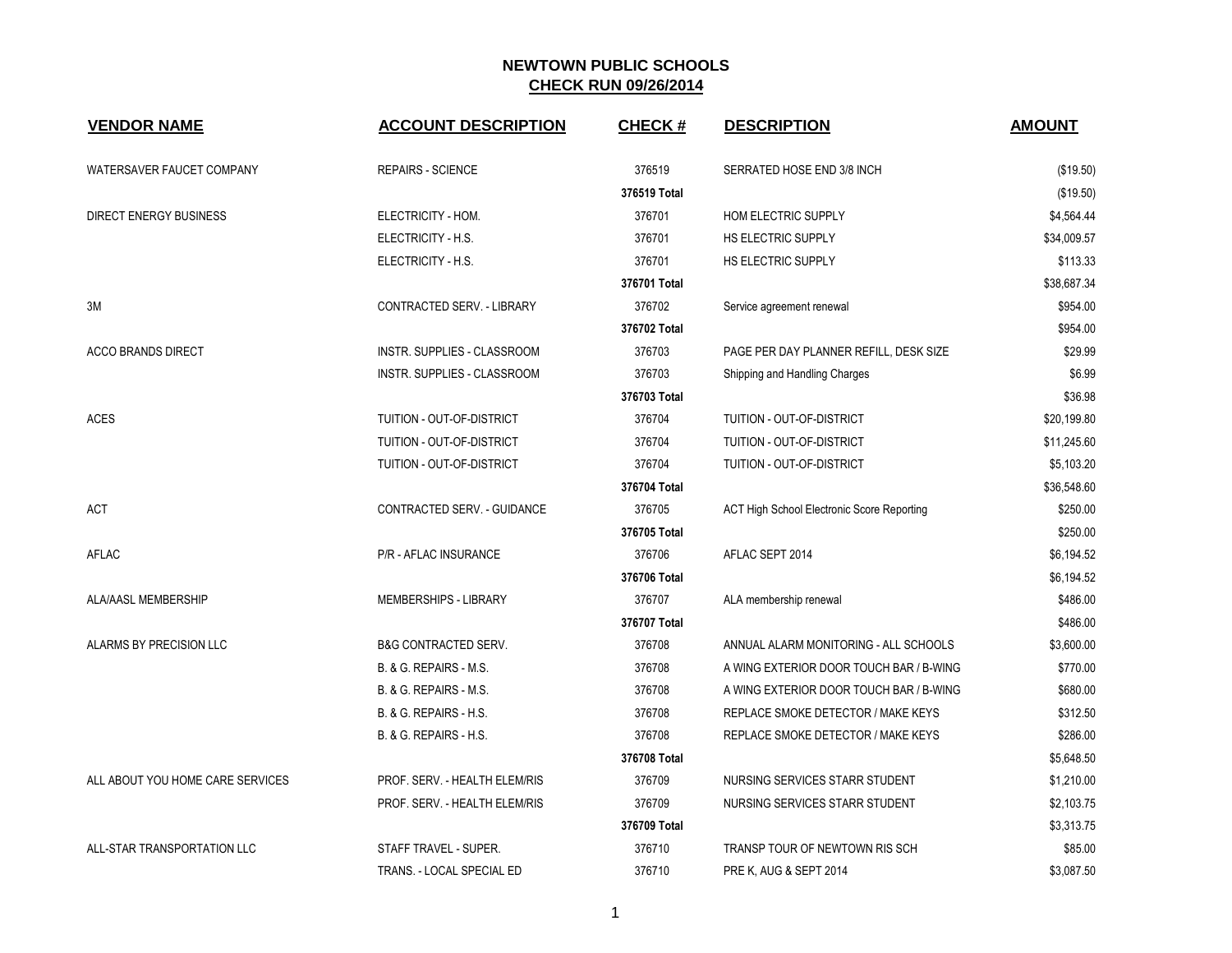# NEWTOWN PUBLIC SCHOOLS

## CHECK RUN 09/26/2014

| VENDOR NAME | ACCOUNT DESCRIPTION | CHECK # | DESCRIPTION | AMOUNT |
|---|---|---|---|---|
| WATERSAVER FAUCET COMPANY | REPAIRS - SCIENCE | 376519 | SERRATED HOSE END 3/8 INCH | ($19.50) |
| | | 376519 Total | | ($19.50) |
| DIRECT ENERGY BUSINESS | ELECTRICITY - HOM. | 376701 | HOM ELECTRIC SUPPLY | $4,564.44 |
| | ELECTRICITY - H.S. | 376701 | HS ELECTRIC SUPPLY | $34,009.57 |
| | ELECTRICITY - H.S. | 376701 | HS ELECTRIC SUPPLY | $113.33 |
| | | 376701 Total | | $38,687.34 |
| 3M | CONTRACTED SERV. - LIBRARY | 376702 | Service agreement renewal | $954.00 |
| | | 376702 Total | | $954.00 |
| ACCO BRANDS DIRECT | INSTR. SUPPLIES - CLASSROOM | 376703 | PAGE PER DAY PLANNER REFILL, DESK SIZE | $29.99 |
| | INSTR. SUPPLIES - CLASSROOM | 376703 | Shipping and Handling Charges | $6.99 |
| | | 376703 Total | | $36.98 |
| ACES | TUITION - OUT-OF-DISTRICT | 376704 | TUITION - OUT-OF-DISTRICT | $20,199.80 |
| | TUITION - OUT-OF-DISTRICT | 376704 | TUITION - OUT-OF-DISTRICT | $11,245.60 |
| | TUITION - OUT-OF-DISTRICT | 376704 | TUITION - OUT-OF-DISTRICT | $5,103.20 |
| | | 376704 Total | | $36,548.60 |
| ACT | CONTRACTED SERV. - GUIDANCE | 376705 | ACT High School Electronic Score Reporting | $250.00 |
| | | 376705 Total | | $250.00 |
| AFLAC | P/R - AFLAC INSURANCE | 376706 | AFLAC SEPT 2014 | $6,194.52 |
| | | 376706 Total | | $6,194.52 |
| ALA/AASL MEMBERSHIP | MEMBERSHIPS - LIBRARY | 376707 | ALA membership renewal | $486.00 |
| | | 376707 Total | | $486.00 |
| ALARMS BY PRECISION LLC | B&G CONTRACTED SERV. | 376708 | ANNUAL ALARM MONITORING - ALL SCHOOLS | $3,600.00 |
| | B. & G. REPAIRS - M.S. | 376708 | A WING EXTERIOR DOOR TOUCH BAR / B-WING | $770.00 |
| | B. & G. REPAIRS - M.S. | 376708 | A WING EXTERIOR DOOR TOUCH BAR / B-WING | $680.00 |
| | B. & G. REPAIRS - H.S. | 376708 | REPLACE SMOKE DETECTOR / MAKE KEYS | $312.50 |
| | B. & G. REPAIRS - H.S. | 376708 | REPLACE SMOKE DETECTOR / MAKE KEYS | $286.00 |
| | | 376708 Total | | $5,648.50 |
| ALL ABOUT YOU HOME CARE SERVICES | PROF. SERV. - HEALTH ELEM/RIS | 376709 | NURSING SERVICES STARR STUDENT | $1,210.00 |
| | PROF. SERV. - HEALTH ELEM/RIS | 376709 | NURSING SERVICES STARR STUDENT | $2,103.75 |
| | | 376709 Total | | $3,313.75 |
| ALL-STAR TRANSPORTATION LLC | STAFF TRAVEL - SUPER. | 376710 | TRANSP TOUR OF NEWTOWN RIS SCH | $85.00 |
| | TRANS. - LOCAL SPECIAL ED | 376710 | PRE K, AUG & SEPT 2014 | $3,087.50 |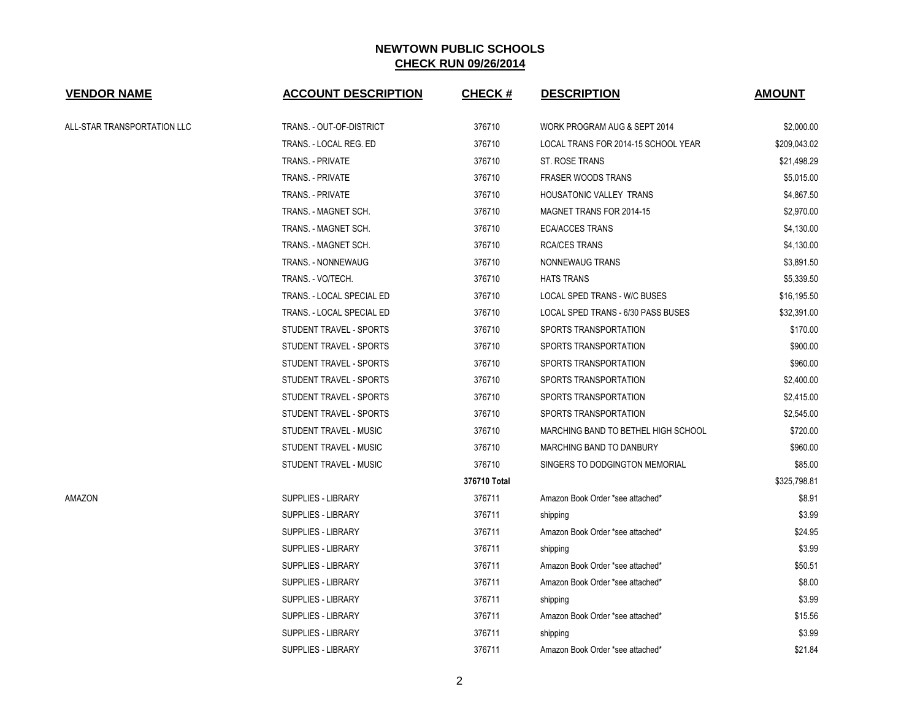# NEWTOWN PUBLIC SCHOOLS
## CHECK RUN 09/26/2014

| VENDOR NAME | ACCOUNT DESCRIPTION | CHECK # | DESCRIPTION | AMOUNT |
|---|---|---|---|---|
| ALL-STAR TRANSPORTATION LLC | TRANS. - OUT-OF-DISTRICT | 376710 | WORK PROGRAM AUG & SEPT 2014 | $2,000.00 |
| | TRANS. - LOCAL REG. ED | 376710 | LOCAL TRANS FOR 2014-15 SCHOOL YEAR | $209,043.02 |
| | TRANS. - PRIVATE | 376710 | ST. ROSE TRANS | $21,498.29 |
| | TRANS. - PRIVATE | 376710 | FRASER WOODS TRANS | $5,015.00 |
| | TRANS. - PRIVATE | 376710 | HOUSATONIC VALLEY TRANS | $4,867.50 |
| | TRANS. - MAGNET SCH. | 376710 | MAGNET TRANS FOR 2014-15 | $2,970.00 |
| | TRANS. - MAGNET SCH. | 376710 | ECA/ACCES TRANS | $4,130.00 |
| | TRANS. - MAGNET SCH. | 376710 | RCA/CES TRANS | $4,130.00 |
| | TRANS. - NONNEWAUG | 376710 | NONNEWAUG TRANS | $3,891.50 |
| | TRANS. - VO/TECH. | 376710 | HATS TRANS | $5,339.50 |
| | TRANS. - LOCAL SPECIAL ED | 376710 | LOCAL SPED TRANS - W/C BUSES | $16,195.50 |
| | TRANS. - LOCAL SPECIAL ED | 376710 | LOCAL SPED TRANS - 6/30 PASS BUSES | $32,391.00 |
| | STUDENT TRAVEL - SPORTS | 376710 | SPORTS TRANSPORTATION | $170.00 |
| | STUDENT TRAVEL - SPORTS | 376710 | SPORTS TRANSPORTATION | $900.00 |
| | STUDENT TRAVEL - SPORTS | 376710 | SPORTS TRANSPORTATION | $960.00 |
| | STUDENT TRAVEL - SPORTS | 376710 | SPORTS TRANSPORTATION | $2,400.00 |
| | STUDENT TRAVEL - SPORTS | 376710 | SPORTS TRANSPORTATION | $2,415.00 |
| | STUDENT TRAVEL - SPORTS | 376710 | SPORTS TRANSPORTATION | $2,545.00 |
| | STUDENT TRAVEL - MUSIC | 376710 | MARCHING BAND TO BETHEL HIGH SCHOOL | $720.00 |
| | STUDENT TRAVEL - MUSIC | 376710 | MARCHING BAND TO DANBURY | $960.00 |
| | STUDENT TRAVEL - MUSIC | 376710 | SINGERS TO DODGINGTON MEMORIAL | $85.00 |
| | | **376710 Total** | | $325,798.81 |
| AMAZON | SUPPLIES - LIBRARY | 376711 | Amazon Book Order *see attached* | $8.91 |
| | SUPPLIES - LIBRARY | 376711 | shipping | $3.99 |
| | SUPPLIES - LIBRARY | 376711 | Amazon Book Order *see attached* | $24.95 |
| | SUPPLIES - LIBRARY | 376711 | shipping | $3.99 |
| | SUPPLIES - LIBRARY | 376711 | Amazon Book Order *see attached* | $50.51 |
| | SUPPLIES - LIBRARY | 376711 | Amazon Book Order *see attached* | $8.00 |
| | SUPPLIES - LIBRARY | 376711 | shipping | $3.99 |
| | SUPPLIES - LIBRARY | 376711 | Amazon Book Order *see attached* | $15.56 |
| | SUPPLIES - LIBRARY | 376711 | shipping | $3.99 |
| | SUPPLIES - LIBRARY | 376711 | Amazon Book Order *see attached* | $21.84 |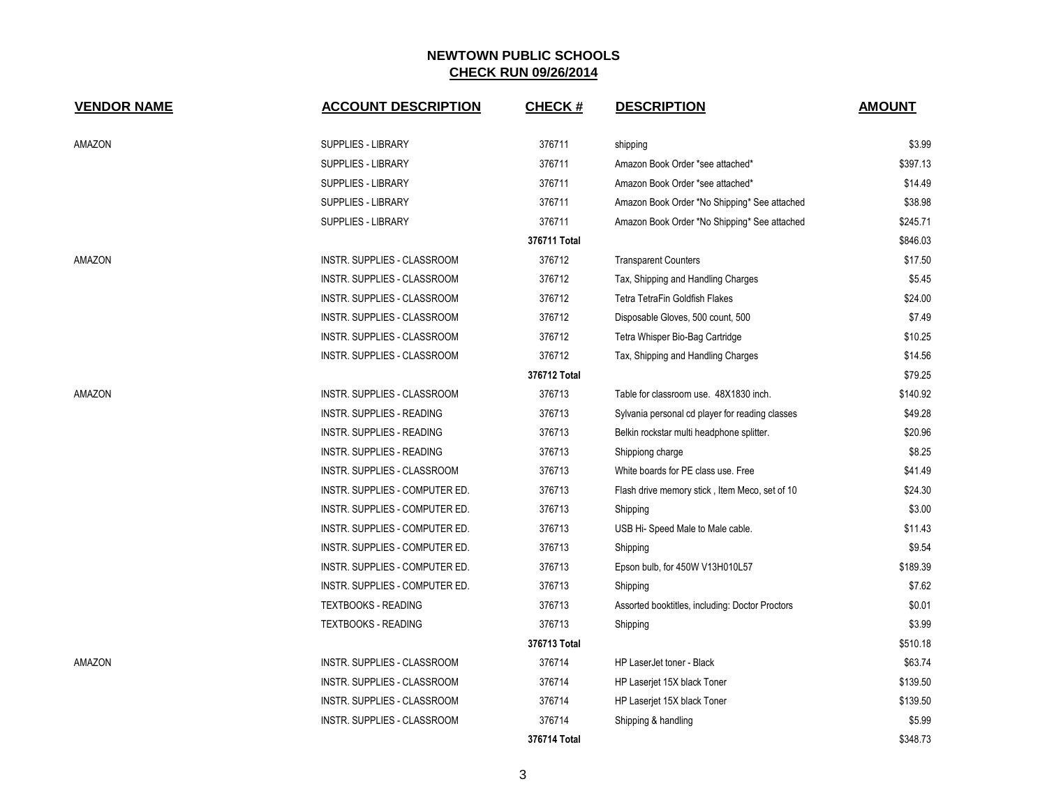# NEWTOWN PUBLIC SCHOOLS
## CHECK RUN 09/26/2014

| VENDOR NAME | ACCOUNT DESCRIPTION | CHECK # | DESCRIPTION | AMOUNT |
|---|---|---|---|---|
| AMAZON | SUPPLIES - LIBRARY | 376711 | shipping | $3.99 |
| | SUPPLIES - LIBRARY | 376711 | Amazon Book Order *see attached* | $397.13 |
| | SUPPLIES - LIBRARY | 376711 | Amazon Book Order *see attached* | $14.49 |
| | SUPPLIES - LIBRARY | 376711 | Amazon Book Order *No Shipping* See attached | $38.98 |
| | SUPPLIES - LIBRARY | 376711 | Amazon Book Order *No Shipping* See attached | $245.71 |
| | | **376711 Total** | | $846.03 |
| AMAZON | INSTR. SUPPLIES - CLASSROOM | 376712 | Transparent Counters | $17.50 |
| | INSTR. SUPPLIES - CLASSROOM | 376712 | Tax, Shipping and Handling Charges | $5.45 |
| | INSTR. SUPPLIES - CLASSROOM | 376712 | Tetra TetraFin Goldfish Flakes | $24.00 |
| | INSTR. SUPPLIES - CLASSROOM | 376712 | Disposable Gloves, 500 count, 500 | $7.49 |
| | INSTR. SUPPLIES - CLASSROOM | 376712 | Tetra Whisper Bio-Bag Cartridge | $10.25 |
| | INSTR. SUPPLIES - CLASSROOM | 376712 | Tax, Shipping and Handling Charges | $14.56 |
| | | **376712 Total** | | $79.25 |
| AMAZON | INSTR. SUPPLIES - CLASSROOM | 376713 | Table for classroom use. 48X1830 inch. | $140.92 |
| | INSTR. SUPPLIES - READING | 376713 | Sylvania personal cd player for reading classes | $49.28 |
| | INSTR. SUPPLIES - READING | 376713 | Belkin rockstar multi headphone splitter. | $20.96 |
| | INSTR. SUPPLIES - READING | 376713 | Shippiong charge | $8.25 |
| | INSTR. SUPPLIES - CLASSROOM | 376713 | White boards for PE class use. Free | $41.49 |
| | INSTR. SUPPLIES - COMPUTER ED. | 376713 | Flash drive memory stick , Item Meco, set of 10 | $24.30 |
| | INSTR. SUPPLIES - COMPUTER ED. | 376713 | Shipping | $3.00 |
| | INSTR. SUPPLIES - COMPUTER ED. | 376713 | USB Hi- Speed Male to Male cable. | $11.43 |
| | INSTR. SUPPLIES - COMPUTER ED. | 376713 | Shipping | $9.54 |
| | INSTR. SUPPLIES - COMPUTER ED. | 376713 | Epson bulb, for 450W V13H010L57 | $189.39 |
| | INSTR. SUPPLIES - COMPUTER ED. | 376713 | Shipping | $7.62 |
| | TEXTBOOKS - READING | 376713 | Assorted booktitles, including: Doctor Proctors | $0.01 |
| | TEXTBOOKS - READING | 376713 | Shipping | $3.99 |
| | | **376713 Total** | | $510.18 |
| AMAZON | INSTR. SUPPLIES - CLASSROOM | 376714 | HP LaserJet toner - Black | $63.74 |
| | INSTR. SUPPLIES - CLASSROOM | 376714 | HP Laserjet 15X black Toner | $139.50 |
| | INSTR. SUPPLIES - CLASSROOM | 376714 | HP Laserjet 15X black Toner | $139.50 |
| | INSTR. SUPPLIES - CLASSROOM | 376714 | Shipping & handling | $5.99 |
| | | **376714 Total** | | $348.73 |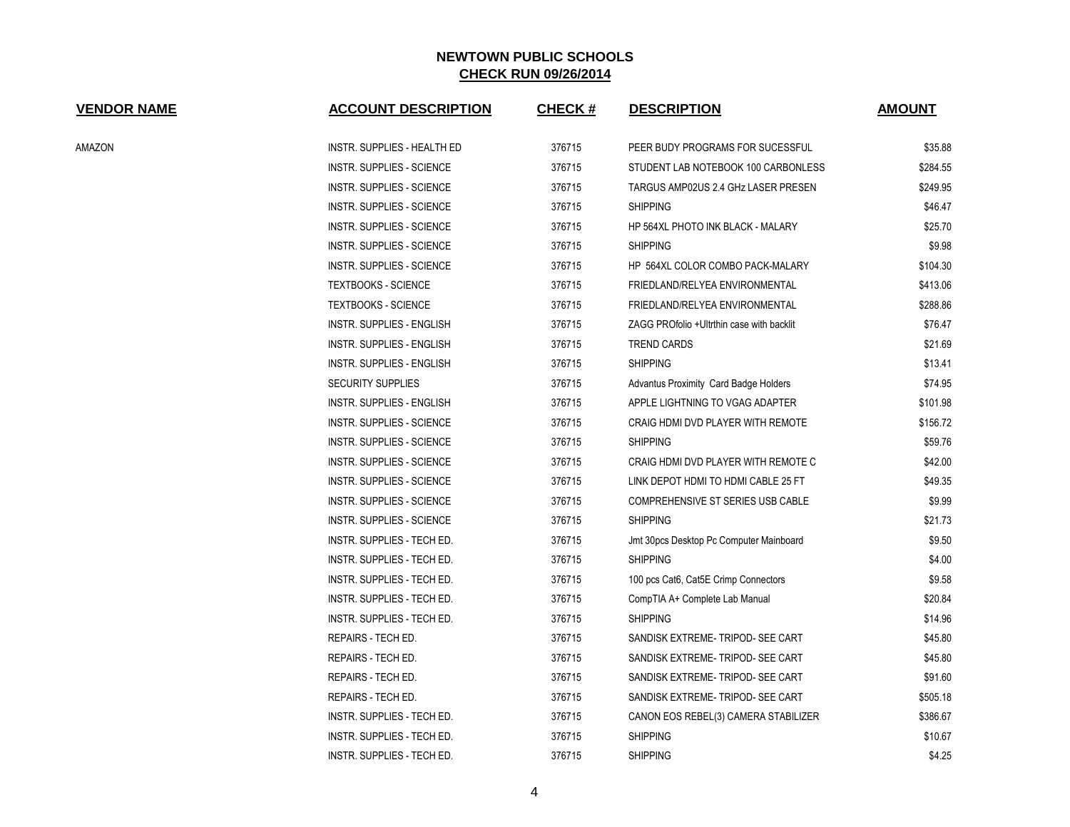# NEWTOWN PUBLIC SCHOOLS

## CHECK RUN 09/26/2014

| VENDOR NAME | ACCOUNT DESCRIPTION | CHECK # | DESCRIPTION | AMOUNT |
|---|---|---|---|---|
| AMAZON | INSTR. SUPPLIES - HEALTH ED | 376715 | PEER BUDY PROGRAMS FOR SUCESSFUL | $35.88 |
| | INSTR. SUPPLIES - SCIENCE | 376715 | STUDENT LAB NOTEBOOK 100 CARBONLESS | $284.55 |
| | INSTR. SUPPLIES - SCIENCE | 376715 | TARGUS AMP02US 2.4 GHz LASER PRESEN | $249.95 |
| | INSTR. SUPPLIES - SCIENCE | 376715 | SHIPPING | $46.47 |
| | INSTR. SUPPLIES - SCIENCE | 376715 | HP 564XL PHOTO INK BLACK - MALARY | $25.70 |
| | INSTR. SUPPLIES - SCIENCE | 376715 | SHIPPING | $9.98 |
| | INSTR. SUPPLIES - SCIENCE | 376715 | HP 564XL COLOR COMBO PACK-MALARY | $104.30 |
| | TEXTBOOKS - SCIENCE | 376715 | FRIEDLAND/RELYEA ENVIRONMENTAL | $413.06 |
| | TEXTBOOKS - SCIENCE | 376715 | FRIEDLAND/RELYEA ENVIRONMENTAL | $288.86 |
| | INSTR. SUPPLIES - ENGLISH | 376715 | ZAGG PROfolio +Ultrthin case with backlit | $76.47 |
| | INSTR. SUPPLIES - ENGLISH | 376715 | TREND CARDS | $21.69 |
| | INSTR. SUPPLIES - ENGLISH | 376715 | SHIPPING | $13.41 |
| | SECURITY SUPPLIES | 376715 | Advantus Proximity Card Badge Holders | $74.95 |
| | INSTR. SUPPLIES - ENGLISH | 376715 | APPLE LIGHTNING TO VGAG ADAPTER | $101.98 |
| | INSTR. SUPPLIES - SCIENCE | 376715 | CRAIG HDMI DVD PLAYER WITH REMOTE | $156.72 |
| | INSTR. SUPPLIES - SCIENCE | 376715 | SHIPPING | $59.76 |
| | INSTR. SUPPLIES - SCIENCE | 376715 | CRAIG HDMI DVD PLAYER WITH REMOTE C | $42.00 |
| | INSTR. SUPPLIES - SCIENCE | 376715 | LINK DEPOT HDMI TO HDMI CABLE 25 FT | $49.35 |
| | INSTR. SUPPLIES - SCIENCE | 376715 | COMPREHENSIVE ST SERIES USB CABLE | $9.99 |
| | INSTR. SUPPLIES - SCIENCE | 376715 | SHIPPING | $21.73 |
| | INSTR. SUPPLIES - TECH ED. | 376715 | Jmt 30pcs Desktop Pc Computer Mainboard | $9.50 |
| | INSTR. SUPPLIES - TECH ED. | 376715 | SHIPPING | $4.00 |
| | INSTR. SUPPLIES - TECH ED. | 376715 | 100 pcs Cat6, Cat5E Crimp Connectors | $9.58 |
| | INSTR. SUPPLIES - TECH ED. | 376715 | CompTIA A+ Complete Lab Manual | $20.84 |
| | INSTR. SUPPLIES - TECH ED. | 376715 | SHIPPING | $14.96 |
| | REPAIRS - TECH ED. | 376715 | SANDISK EXTREME- TRIPOD- SEE CART | $45.80 |
| | REPAIRS - TECH ED. | 376715 | SANDISK EXTREME- TRIPOD- SEE CART | $45.80 |
| | REPAIRS - TECH ED. | 376715 | SANDISK EXTREME- TRIPOD- SEE CART | $91.60 |
| | REPAIRS - TECH ED. | 376715 | SANDISK EXTREME- TRIPOD- SEE CART | $505.18 |
| | INSTR. SUPPLIES - TECH ED. | 376715 | CANON EOS REBEL(3) CAMERA STABILIZER | $386.67 |
| | INSTR. SUPPLIES - TECH ED. | 376715 | SHIPPING | $10.67 |
| | INSTR. SUPPLIES - TECH ED. | 376715 | SHIPPING | $4.25 |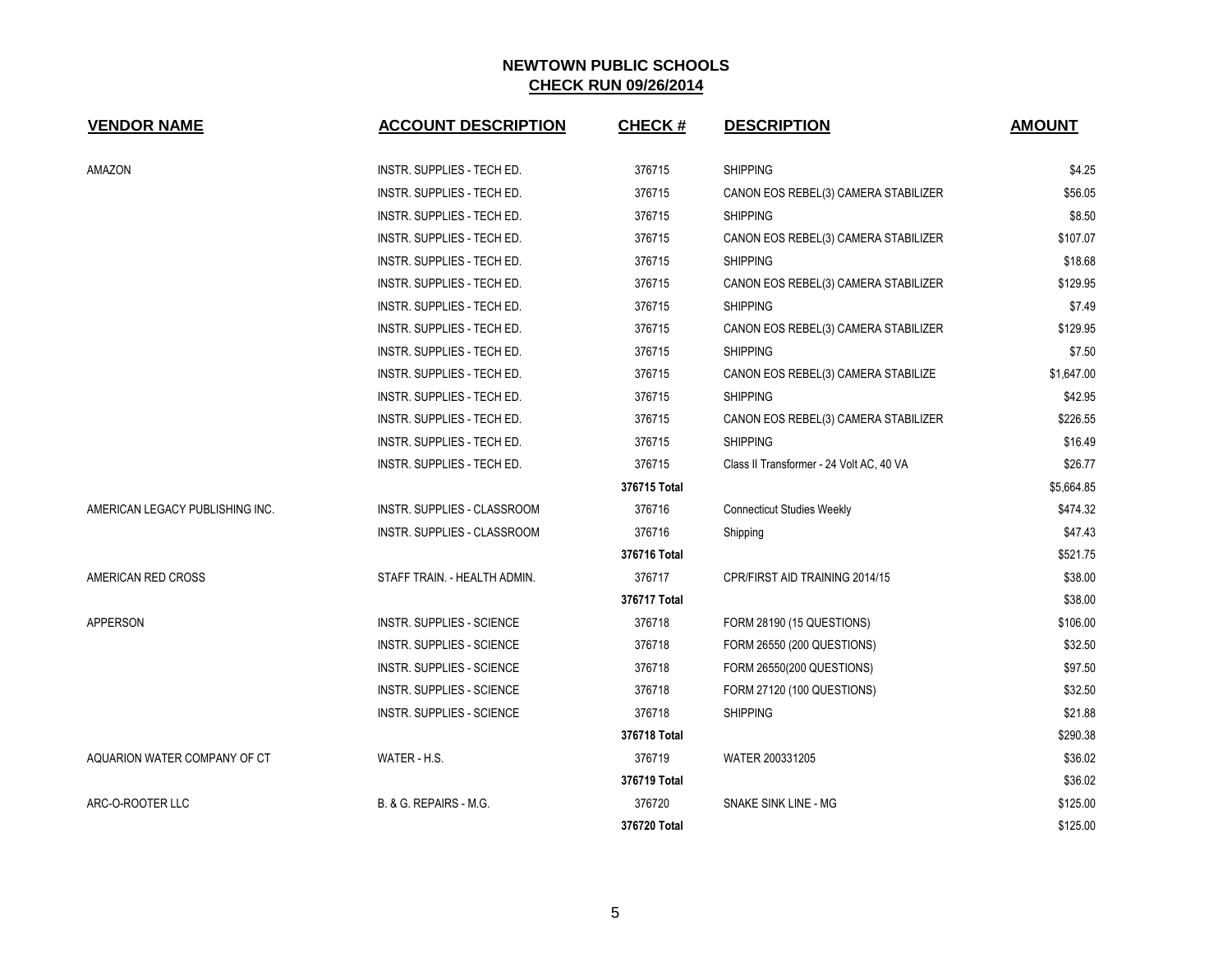# NEWTOWN PUBLIC SCHOOLS

## CHECK RUN 09/26/2014

| VENDOR NAME | ACCOUNT DESCRIPTION | CHECK # | DESCRIPTION | AMOUNT |
|---|---|---|---|---|
| AMAZON | INSTR. SUPPLIES - TECH ED. | 376715 | SHIPPING | $4.25 |
| | INSTR. SUPPLIES - TECH ED. | 376715 | CANON EOS REBEL(3) CAMERA STABILIZER | $56.05 |
| | INSTR. SUPPLIES - TECH ED. | 376715 | SHIPPING | $8.50 |
| | INSTR. SUPPLIES - TECH ED. | 376715 | CANON EOS REBEL(3) CAMERA STABILIZER | $107.07 |
| | INSTR. SUPPLIES - TECH ED. | 376715 | SHIPPING | $18.68 |
| | INSTR. SUPPLIES - TECH ED. | 376715 | CANON EOS REBEL(3) CAMERA STABILIZER | $129.95 |
| | INSTR. SUPPLIES - TECH ED. | 376715 | SHIPPING | $7.49 |
| | INSTR. SUPPLIES - TECH ED. | 376715 | CANON EOS REBEL(3) CAMERA STABILIZER | $129.95 |
| | INSTR. SUPPLIES - TECH ED. | 376715 | SHIPPING | $7.50 |
| | INSTR. SUPPLIES - TECH ED. | 376715 | CANON EOS REBEL(3) CAMERA STABILIZE | $1,647.00 |
| | INSTR. SUPPLIES - TECH ED. | 376715 | SHIPPING | $42.95 |
| | INSTR. SUPPLIES - TECH ED. | 376715 | CANON EOS REBEL(3) CAMERA STABILIZER | $226.55 |
| | INSTR. SUPPLIES - TECH ED. | 376715 | SHIPPING | $16.49 |
| | INSTR. SUPPLIES - TECH ED. | 376715 | Class II Transformer - 24 Volt AC, 40 VA | $26.77 |
| | | **376715 Total** | | $5,664.85 |
| AMERICAN LEGACY PUBLISHING INC. | INSTR. SUPPLIES - CLASSROOM | 376716 | Connecticut Studies Weekly | $474.32 |
| | INSTR. SUPPLIES - CLASSROOM | 376716 | Shipping | $47.43 |
| | | **376716 Total** | | $521.75 |
| AMERICAN RED CROSS | STAFF TRAIN. - HEALTH ADMIN. | 376717 | CPR/FIRST AID TRAINING 2014/15 | $38.00 |
| | | **376717 Total** | | $38.00 |
| APPERSON | INSTR. SUPPLIES - SCIENCE | 376718 | FORM 28190 (15 QUESTIONS) | $106.00 |
| | INSTR. SUPPLIES - SCIENCE | 376718 | FORM 26550 (200 QUESTIONS) | $32.50 |
| | INSTR. SUPPLIES - SCIENCE | 376718 | FORM 26550(200 QUESTIONS) | $97.50 |
| | INSTR. SUPPLIES - SCIENCE | 376718 | FORM 27120 (100 QUESTIONS) | $32.50 |
| | INSTR. SUPPLIES - SCIENCE | 376718 | SHIPPING | $21.88 |
| | | **376718 Total** | | $290.38 |
| AQUARION WATER COMPANY OF CT | WATER - H.S. | 376719 | WATER 200331205 | $36.02 |
| | | **376719 Total** | | $36.02 |
| ARC-O-ROOTER LLC | B. & G. REPAIRS - M.G. | 376720 | SNAKE SINK LINE - MG | $125.00 |
| | | **376720 Total** | | $125.00 |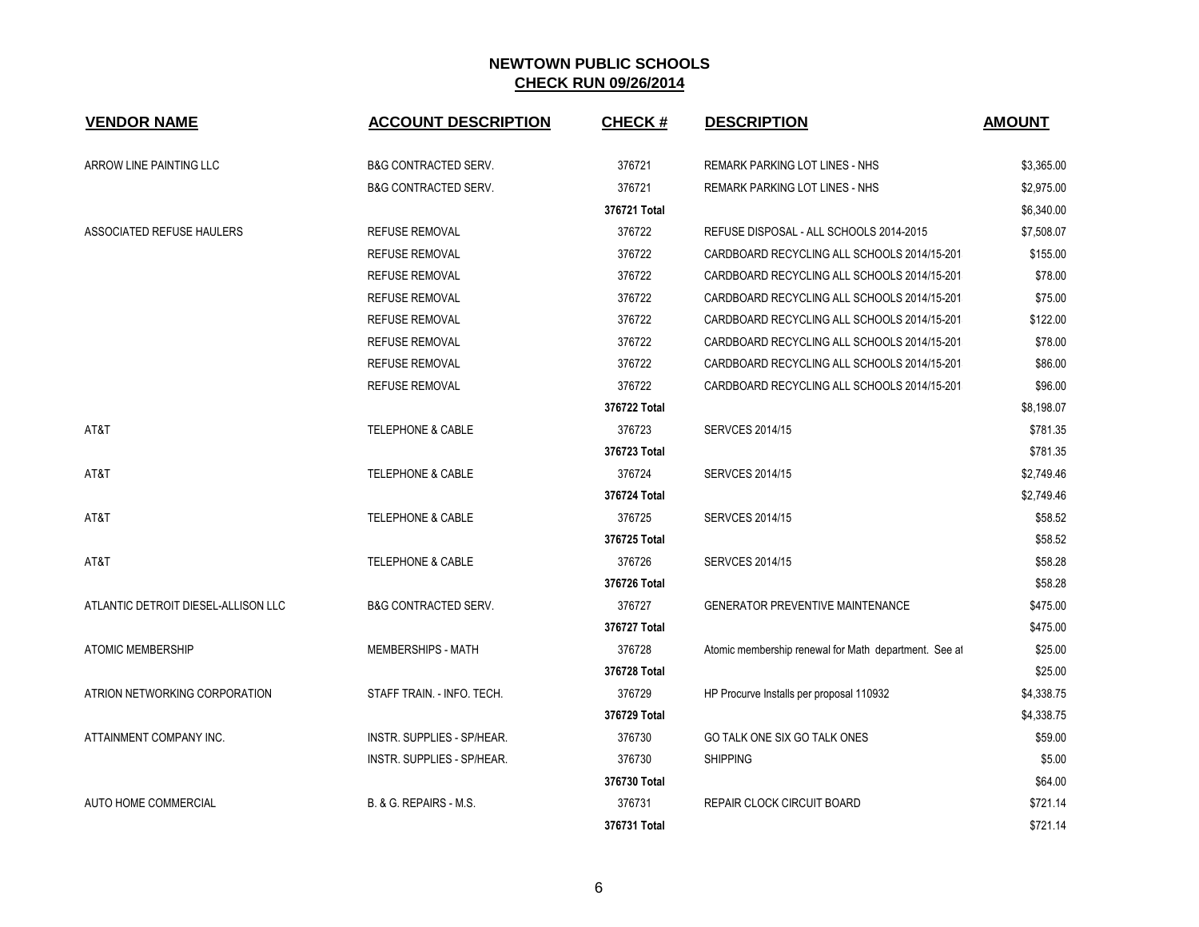# NEWTOWN PUBLIC SCHOOLS

## CHECK RUN 09/26/2014

| VENDOR NAME | ACCOUNT DESCRIPTION | CHECK # | DESCRIPTION | AMOUNT |
|---|---|---|---|---|
| ARROW LINE PAINTING LLC | B&G CONTRACTED SERV. | 376721 | REMARK PARKING LOT LINES - NHS | $3,365.00 |
| | B&G CONTRACTED SERV. | 376721 | REMARK PARKING LOT LINES - NHS | $2,975.00 |
| | | **376721 Total** | | $6,340.00 |
| ASSOCIATED REFUSE HAULERS | REFUSE REMOVAL | 376722 | REFUSE DISPOSAL - ALL SCHOOLS 2014-2015 | $7,508.07 |
| | REFUSE REMOVAL | 376722 | CARDBOARD RECYCLING ALL SCHOOLS 2014/15-201 | $155.00 |
| | REFUSE REMOVAL | 376722 | CARDBOARD RECYCLING ALL SCHOOLS 2014/15-201 | $78.00 |
| | REFUSE REMOVAL | 376722 | CARDBOARD RECYCLING ALL SCHOOLS 2014/15-201 | $75.00 |
| | REFUSE REMOVAL | 376722 | CARDBOARD RECYCLING ALL SCHOOLS 2014/15-201 | $122.00 |
| | REFUSE REMOVAL | 376722 | CARDBOARD RECYCLING ALL SCHOOLS 2014/15-201 | $78.00 |
| | REFUSE REMOVAL | 376722 | CARDBOARD RECYCLING ALL SCHOOLS 2014/15-201 | $86.00 |
| | REFUSE REMOVAL | 376722 | CARDBOARD RECYCLING ALL SCHOOLS 2014/15-201 | $96.00 |
| | | **376722 Total** | | $8,198.07 |
| AT&T | TELEPHONE & CABLE | 376723 | SERVCES 2014/15 | $781.35 |
| | | **376723 Total** | | $781.35 |
| AT&T | TELEPHONE & CABLE | 376724 | SERVCES 2014/15 | $2,749.46 |
| | | **376724 Total** | | $2,749.46 |
| AT&T | TELEPHONE & CABLE | 376725 | SERVCES 2014/15 | $58.52 |
| | | **376725 Total** | | $58.52 |
| AT&T | TELEPHONE & CABLE | 376726 | SERVCES 2014/15 | $58.28 |
| | | **376726 Total** | | $58.28 |
| ATLANTIC DETROIT DIESEL-ALLISON LLC | B&G CONTRACTED SERV. | 376727 | GENERATOR PREVENTIVE MAINTENANCE | $475.00 |
| | | **376727 Total** | | $475.00 |
| ATOMIC MEMBERSHIP | MEMBERSHIPS - MATH | 376728 | Atomic membership renewal for Math department. See at | $25.00 |
| | | **376728 Total** | | $25.00 |
| ATRION NETWORKING CORPORATION | STAFF TRAIN. - INFO. TECH. | 376729 | HP Procurve Installs per proposal 110932 | $4,338.75 |
| | | **376729 Total** | | $4,338.75 |
| ATTAINMENT COMPANY INC. | INSTR. SUPPLIES - SP/HEAR. | 376730 | GO TALK ONE SIX GO TALK ONES | $59.00 |
| | INSTR. SUPPLIES - SP/HEAR. | 376730 | SHIPPING | $5.00 |
| | | **376730 Total** | | $64.00 |
| AUTO HOME COMMERCIAL | B. & G. REPAIRS - M.S. | 376731 | REPAIR CLOCK CIRCUIT BOARD | $721.14 |
| | | **376731 Total** | | $721.14 |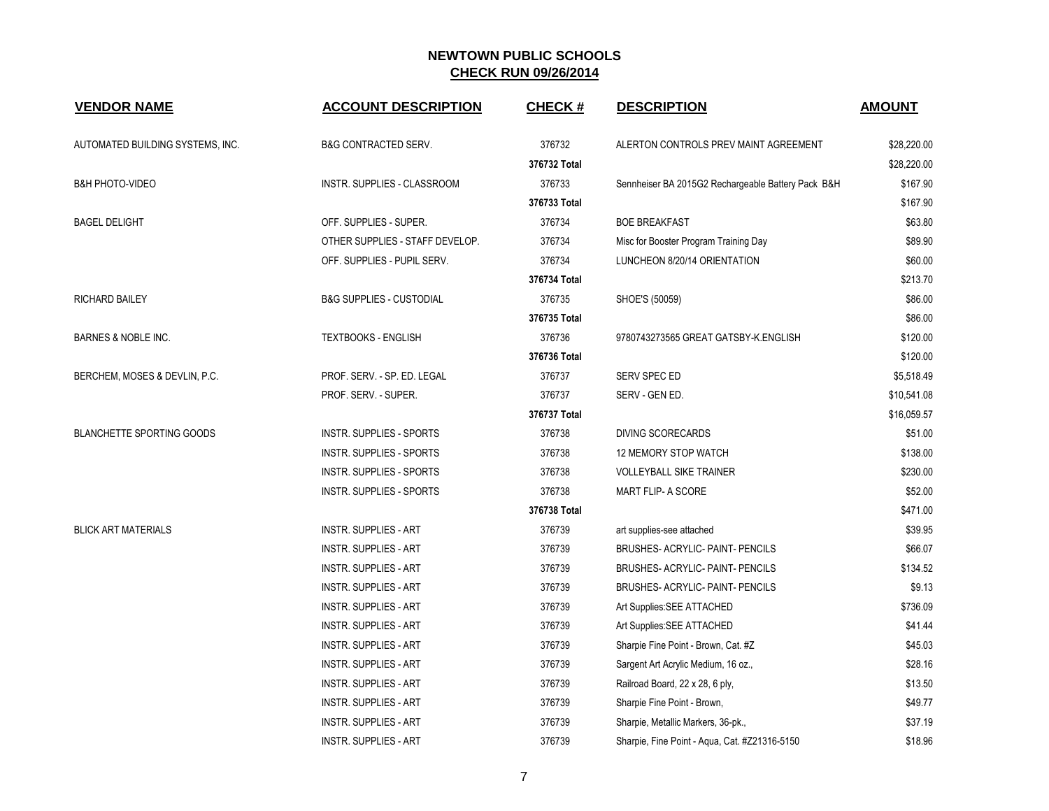## NEWTOWN PUBLIC SCHOOLS
## CHECK RUN 09/26/2014

| VENDOR NAME | ACCOUNT DESCRIPTION | CHECK # | DESCRIPTION | AMOUNT |
|---|---|---|---|---|
| AUTOMATED BUILDING SYSTEMS, INC. | B&G CONTRACTED SERV. | 376732 | ALERTON CONTROLS PREV MAINT AGREEMENT | $28,220.00 |
| | | 376732 Total | | $28,220.00 |
| B&H PHOTO-VIDEO | INSTR. SUPPLIES - CLASSROOM | 376733 | Sennheiser BA 2015G2 Rechargeable Battery Pack B&H | $167.90 |
| | | 376733 Total | | $167.90 |
| BAGEL DELIGHT | OFF. SUPPLIES - SUPER. | 376734 | BOE BREAKFAST | $63.80 |
| | OTHER SUPPLIES - STAFF DEVELOP. | 376734 | Misc for Booster Program Training Day | $89.90 |
| | OFF. SUPPLIES - PUPIL SERV. | 376734 | LUNCHEON 8/20/14 ORIENTATION | $60.00 |
| | | 376734 Total | | $213.70 |
| RICHARD BAILEY | B&G SUPPLIES - CUSTODIAL | 376735 | SHOE'S (50059) | $86.00 |
| | | 376735 Total | | $86.00 |
| BARNES & NOBLE INC. | TEXTBOOKS - ENGLISH | 376736 | 9780743273565 GREAT GATSBY-K.ENGLISH | $120.00 |
| | | 376736 Total | | $120.00 |
| BERCHEM, MOSES & DEVLIN, P.C. | PROF. SERV. - SP. ED. LEGAL | 376737 | SERV SPEC ED | $5,518.49 |
| | PROF. SERV. - SUPER. | 376737 | SERV - GEN ED. | $10,541.08 |
| | | 376737 Total | | $16,059.57 |
| BLANCHETTE SPORTING GOODS | INSTR. SUPPLIES - SPORTS | 376738 | DIVING SCORECARDS | $51.00 |
| | INSTR. SUPPLIES - SPORTS | 376738 | 12 MEMORY STOP WATCH | $138.00 |
| | INSTR. SUPPLIES - SPORTS | 376738 | VOLLEYBALL SIKE TRAINER | $230.00 |
| | INSTR. SUPPLIES - SPORTS | 376738 | MART FLIP- A SCORE | $52.00 |
| | | 376738 Total | | $471.00 |
| BLICK ART MATERIALS | INSTR. SUPPLIES - ART | 376739 | art supplies-see attached | $39.95 |
| | INSTR. SUPPLIES - ART | 376739 | BRUSHES- ACRYLIC- PAINT- PENCILS | $66.07 |
| | INSTR. SUPPLIES - ART | 376739 | BRUSHES- ACRYLIC- PAINT- PENCILS | $134.52 |
| | INSTR. SUPPLIES - ART | 376739 | BRUSHES- ACRYLIC- PAINT- PENCILS | $9.13 |
| | INSTR. SUPPLIES - ART | 376739 | Art Supplies:SEE ATTACHED | $736.09 |
| | INSTR. SUPPLIES - ART | 376739 | Art Supplies:SEE ATTACHED | $41.44 |
| | INSTR. SUPPLIES - ART | 376739 | Sharpie Fine Point - Brown, Cat. #Z | $45.03 |
| | INSTR. SUPPLIES - ART | 376739 | Sargent Art Acrylic Medium, 16 oz., | $28.16 |
| | INSTR. SUPPLIES - ART | 376739 | Railroad Board, 22 x 28, 6 ply, | $13.50 |
| | INSTR. SUPPLIES - ART | 376739 | Sharpie Fine Point - Brown, | $49.77 |
| | INSTR. SUPPLIES - ART | 376739 | Sharpie, Metallic Markers, 36-pk., | $37.19 |
| | INSTR. SUPPLIES - ART | 376739 | Sharpie, Fine Point - Aqua, Cat. #Z21316-5150 | $18.96 |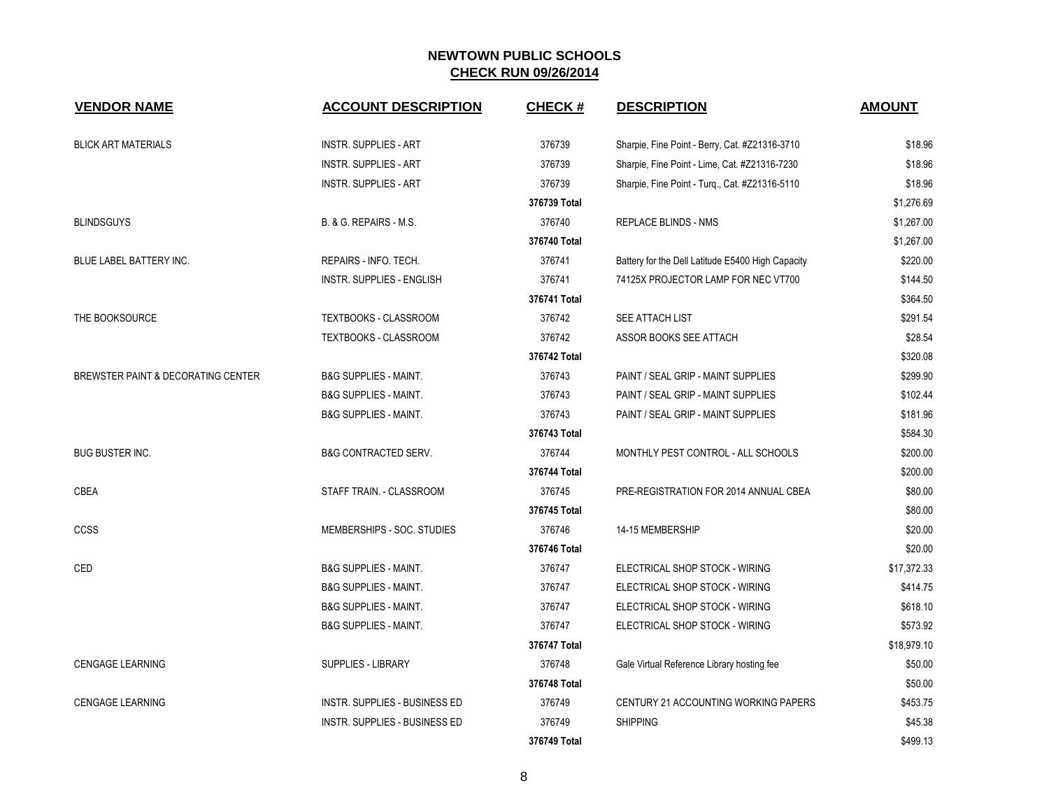# NEWTOWN PUBLIC SCHOOLS
## CHECK RUN 09/26/2014

| VENDOR NAME | ACCOUNT DESCRIPTION | CHECK # | DESCRIPTION | AMOUNT |
|---|---|---|---|---|
| BLICK ART MATERIALS | INSTR. SUPPLIES - ART | 376739 | Sharpie, Fine Point - Berry, Cat. #Z21316-3710 | $18.96 |
| | INSTR. SUPPLIES - ART | 376739 | Sharpie, Fine Point - Lime, Cat. #Z21316-7230 | $18.96 |
| | INSTR. SUPPLIES - ART | 376739 | Sharpie, Fine Point - Turq., Cat. #Z21316-5110 | $18.96 |
| | | **376739 Total** | | $1,276.69 |
| BLINDSGUYS | B. & G. REPAIRS - M.S. | 376740 | REPLACE BLINDS - NMS | $1,267.00 |
| | | **376740 Total** | | $1,267.00 |
| BLUE LABEL BATTERY INC. | REPAIRS - INFO. TECH. | 376741 | Battery for the Dell Latitude E5400 High Capacity | $220.00 |
| | INSTR. SUPPLIES - ENGLISH | 376741 | 74125X PROJECTOR LAMP FOR NEC VT700 | $144.50 |
| | | **376741 Total** | | $364.50 |
| THE BOOKSOURCE | TEXTBOOKS - CLASSROOM | 376742 | SEE ATTACH LIST | $291.54 |
| | TEXTBOOKS - CLASSROOM | 376742 | ASSOR BOOKS SEE ATTACH | $28.54 |
| | | **376742 Total** | | $320.08 |
| BREWSTER PAINT & DECORATING CENTER | B&G SUPPLIES - MAINT. | 376743 | PAINT / SEAL GRIP - MAINT SUPPLIES | $299.90 |
| | B&G SUPPLIES - MAINT. | 376743 | PAINT / SEAL GRIP - MAINT SUPPLIES | $102.44 |
| | B&G SUPPLIES - MAINT. | 376743 | PAINT / SEAL GRIP - MAINT SUPPLIES | $181.96 |
| | | **376743 Total** | | $584.30 |
| BUG BUSTER INC. | B&G CONTRACTED SERV. | 376744 | MONTHLY PEST CONTROL - ALL SCHOOLS | $200.00 |
| | | **376744 Total** | | $200.00 |
| CBEA | STAFF TRAIN. - CLASSROOM | 376745 | PRE-REGISTRATION FOR 2014 ANNUAL CBEA | $80.00 |
| | | **376745 Total** | | $80.00 |
| CCSS | MEMBERSHIPS - SOC. STUDIES | 376746 | 14-15 MEMBERSHIP | $20.00 |
| | | **376746 Total** | | $20.00 |
| CED | B&G SUPPLIES - MAINT. | 376747 | ELECTRICAL SHOP STOCK - WIRING | $17,372.33 |
| | B&G SUPPLIES - MAINT. | 376747 | ELECTRICAL SHOP STOCK - WIRING | $414.75 |
| | B&G SUPPLIES - MAINT. | 376747 | ELECTRICAL SHOP STOCK - WIRING | $618.10 |
| | B&G SUPPLIES - MAINT. | 376747 | ELECTRICAL SHOP STOCK - WIRING | $573.92 |
| | | **376747 Total** | | $18,979.10 |
| CENGAGE LEARNING | SUPPLIES - LIBRARY | 376748 | Gale Virtual Reference Library hosting fee | $50.00 |
| | | **376748 Total** | | $50.00 |
| CENGAGE LEARNING | INSTR. SUPPLIES - BUSINESS ED | 376749 | CENTURY 21 ACCOUNTING WORKING PAPERS | $453.75 |
| | INSTR. SUPPLIES - BUSINESS ED | 376749 | SHIPPING | $45.38 |
| | | **376749 Total** | | $499.13 |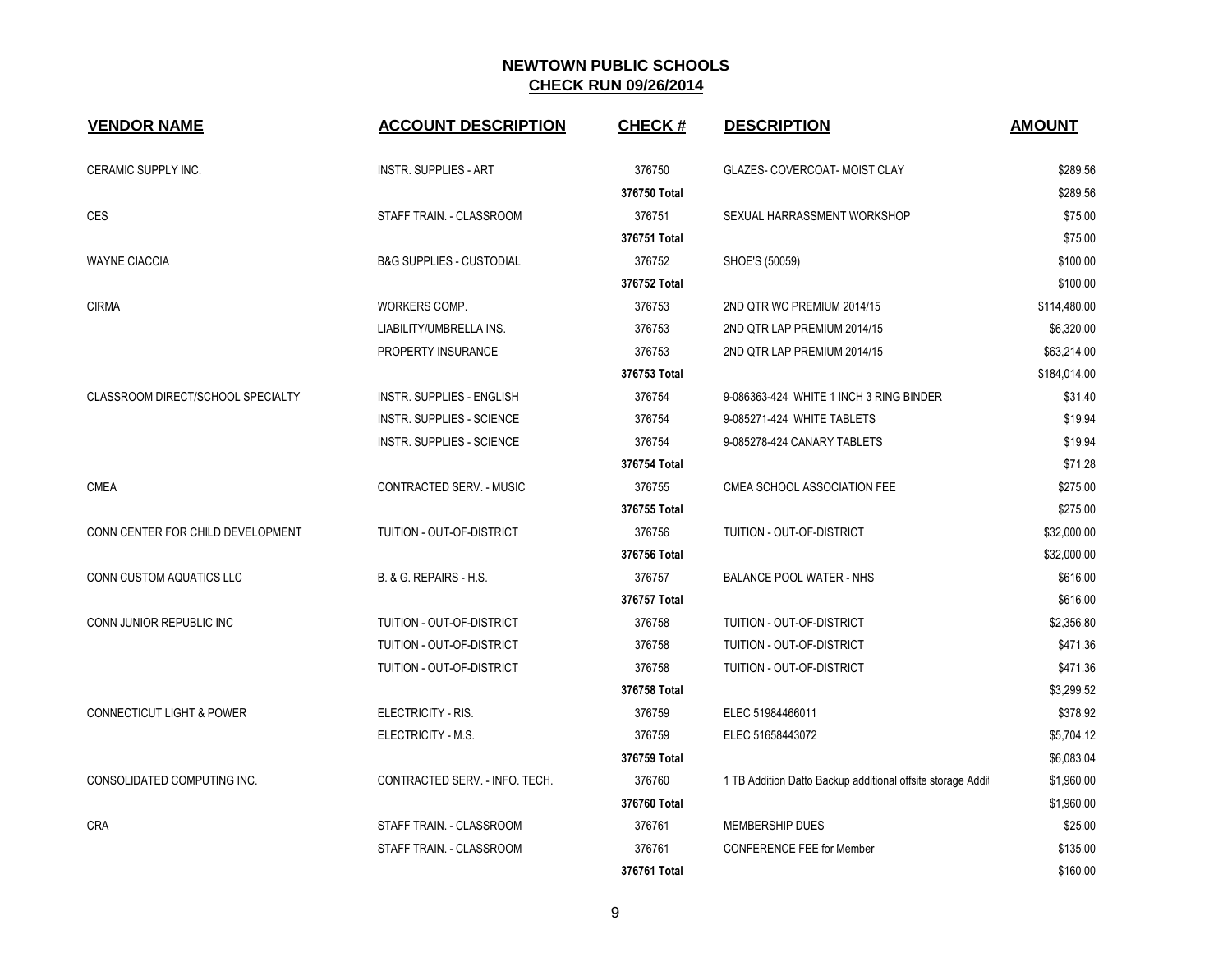## NEWTOWN PUBLIC SCHOOLS
## CHECK RUN 09/26/2014

| VENDOR NAME | ACCOUNT DESCRIPTION | CHECK # | DESCRIPTION | AMOUNT |
|---|---|---|---|---|
| CERAMIC SUPPLY INC. | INSTR. SUPPLIES - ART | 376750 | GLAZES- COVERCOAT- MOIST CLAY | $289.56 |
| | | **376750 Total** | | $289.56 |
| CES | STAFF TRAIN. - CLASSROOM | 376751 | SEXUAL HARRASSMENT WORKSHOP | $75.00 |
| | | **376751 Total** | | $75.00 |
| WAYNE CIACCIA | B&G SUPPLIES - CUSTODIAL | 376752 | SHOE'S (50059) | $100.00 |
| | | **376752 Total** | | $100.00 |
| CIRMA | WORKERS COMP. | 376753 | 2ND QTR WC PREMIUM 2014/15 | $114,480.00 |
| | LIABILITY/UMBRELLA INS. | 376753 | 2ND QTR LAP PREMIUM 2014/15 | $6,320.00 |
| | PROPERTY INSURANCE | 376753 | 2ND QTR LAP PREMIUM 2014/15 | $63,214.00 |
| | | **376753 Total** | | $184,014.00 |
| CLASSROOM DIRECT/SCHOOL SPECIALTY | INSTR. SUPPLIES - ENGLISH | 376754 | 9-086363-424 WHITE 1 INCH 3 RING BINDER | $31.40 |
| | INSTR. SUPPLIES - SCIENCE | 376754 | 9-085271-424 WHITE TABLETS | $19.94 |
| | INSTR. SUPPLIES - SCIENCE | 376754 | 9-085278-424 CANARY TABLETS | $19.94 |
| | | **376754 Total** | | $71.28 |
| CMEA | CONTRACTED SERV. - MUSIC | 376755 | CMEA SCHOOL ASSOCIATION FEE | $275.00 |
| | | **376755 Total** | | $275.00 |
| CONN CENTER FOR CHILD DEVELOPMENT | TUITION - OUT-OF-DISTRICT | 376756 | TUITION - OUT-OF-DISTRICT | $32,000.00 |
| | | **376756 Total** | | $32,000.00 |
| CONN CUSTOM AQUATICS LLC | B. & G. REPAIRS - H.S. | 376757 | BALANCE POOL WATER - NHS | $616.00 |
| | | **376757 Total** | | $616.00 |
| CONN JUNIOR REPUBLIC INC | TUITION - OUT-OF-DISTRICT | 376758 | TUITION - OUT-OF-DISTRICT | $2,356.80 |
| | TUITION - OUT-OF-DISTRICT | 376758 | TUITION - OUT-OF-DISTRICT | $471.36 |
| | TUITION - OUT-OF-DISTRICT | 376758 | TUITION - OUT-OF-DISTRICT | $471.36 |
| | | **376758 Total** | | $3,299.52 |
| CONNECTICUT LIGHT & POWER | ELECTRICITY - RIS. | 376759 | ELEC 51984466011 | $378.92 |
| | ELECTRICITY - M.S. | 376759 | ELEC 51658443072 | $5,704.12 |
| | | **376759 Total** | | $6,083.04 |
| CONSOLIDATED COMPUTING INC. | CONTRACTED SERV. - INFO. TECH. | 376760 | 1 TB Addition Datto Backup additional offsite storage Addi | $1,960.00 |
| | | **376760 Total** | | $1,960.00 |
| CRA | STAFF TRAIN. - CLASSROOM | 376761 | MEMBERSHIP DUES | $25.00 |
| | STAFF TRAIN. - CLASSROOM | 376761 | CONFERENCE FEE for Member | $135.00 |
| | | **376761 Total** | | $160.00 |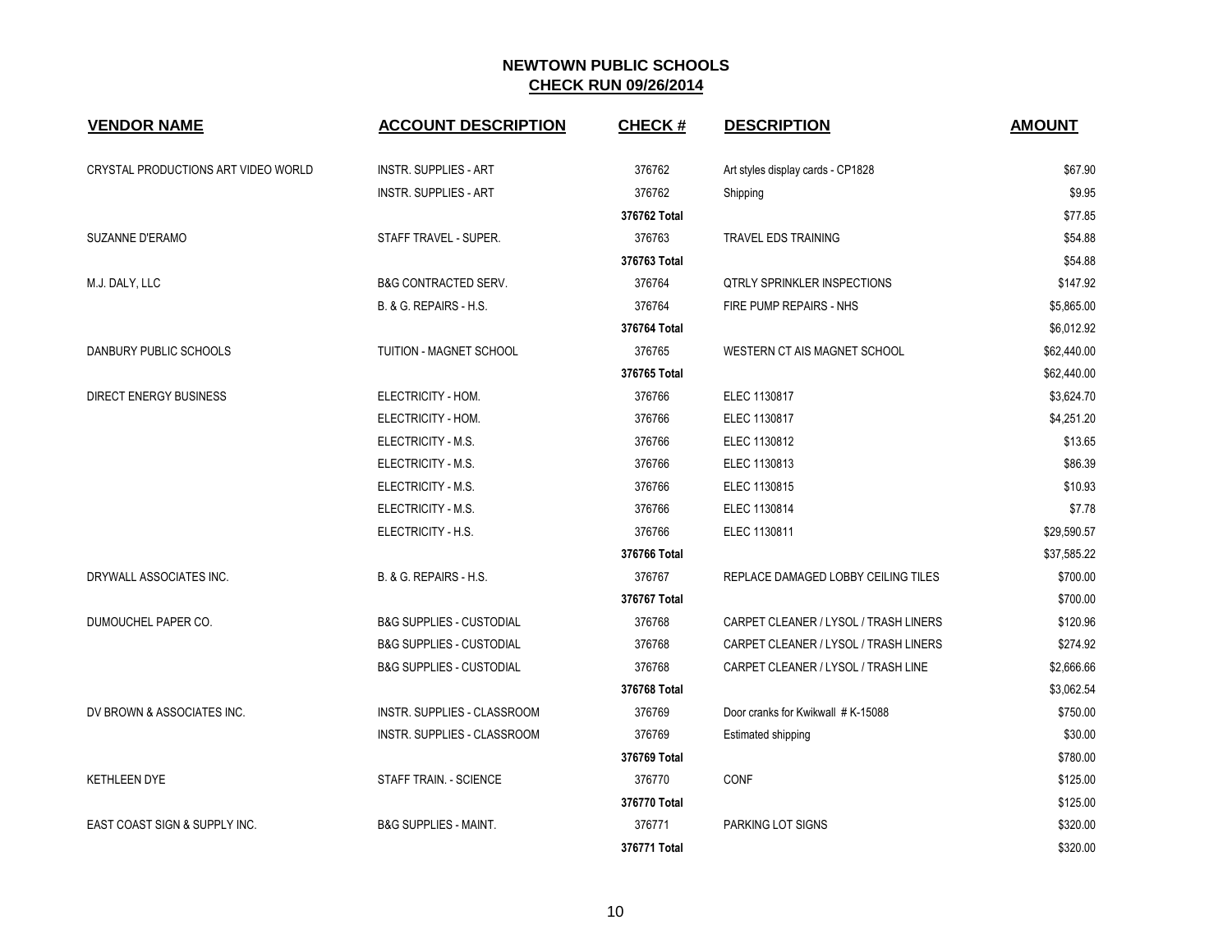## NEWTOWN PUBLIC SCHOOLS
## CHECK RUN 09/26/2014

| VENDOR NAME | ACCOUNT DESCRIPTION | CHECK # | DESCRIPTION | AMOUNT |
|---|---|---|---|---|
| CRYSTAL PRODUCTIONS ART VIDEO WORLD | INSTR. SUPPLIES - ART | 376762 | Art styles display cards - CP1828 | $67.90 |
| | INSTR. SUPPLIES - ART | 376762 | Shipping | $9.95 |
| | | **376762 Total** | | $77.85 |
| SUZANNE D'ERAMO | STAFF TRAVEL - SUPER. | 376763 | TRAVEL EDS TRAINING | $54.88 |
| | | **376763 Total** | | $54.88 |
| M.J. DALY, LLC | B&G CONTRACTED SERV. | 376764 | QTRLY SPRINKLER INSPECTIONS | $147.92 |
| | B. & G. REPAIRS - H.S. | 376764 | FIRE PUMP REPAIRS - NHS | $5,865.00 |
| | | **376764 Total** | | $6,012.92 |
| DANBURY PUBLIC SCHOOLS | TUITION - MAGNET SCHOOL | 376765 | WESTERN CT AIS MAGNET SCHOOL | $62,440.00 |
| | | **376765 Total** | | $62,440.00 |
| DIRECT ENERGY BUSINESS | ELECTRICITY - HOM. | 376766 | ELEC 1130817 | $3,624.70 |
| | ELECTRICITY - HOM. | 376766 | ELEC 1130817 | $4,251.20 |
| | ELECTRICITY - M.S. | 376766 | ELEC 1130812 | $13.65 |
| | ELECTRICITY - M.S. | 376766 | ELEC 1130813 | $86.39 |
| | ELECTRICITY - M.S. | 376766 | ELEC 1130815 | $10.93 |
| | ELECTRICITY - M.S. | 376766 | ELEC 1130814 | $7.78 |
| | ELECTRICITY - H.S. | 376766 | ELEC 1130811 | $29,590.57 |
| | | **376766 Total** | | $37,585.22 |
| DRYWALL ASSOCIATES INC. | B. & G. REPAIRS - H.S. | 376767 | REPLACE DAMAGED LOBBY CEILING TILES | $700.00 |
| | | **376767 Total** | | $700.00 |
| DUMOUCHEL PAPER CO. | B&G SUPPLIES - CUSTODIAL | 376768 | CARPET CLEANER / LYSOL / TRASH LINERS | $120.96 |
| | B&G SUPPLIES - CUSTODIAL | 376768 | CARPET CLEANER / LYSOL / TRASH LINERS | $274.92 |
| | B&G SUPPLIES - CUSTODIAL | 376768 | CARPET CLEANER / LYSOL / TRASH LINE | $2,666.66 |
| | | **376768 Total** | | $3,062.54 |
| DV BROWN & ASSOCIATES INC. | INSTR. SUPPLIES - CLASSROOM | 376769 | Door cranks for Kwikwall # K-15088 | $750.00 |
| | INSTR. SUPPLIES - CLASSROOM | 376769 | Estimated shipping | $30.00 |
| | | **376769 Total** | | $780.00 |
| KETHLEEN DYE | STAFF TRAIN. - SCIENCE | 376770 | CONF | $125.00 |
| | | **376770 Total** | | $125.00 |
| EAST COAST SIGN & SUPPLY INC. | B&G SUPPLIES - MAINT. | 376771 | PARKING LOT SIGNS | $320.00 |
| | | **376771 Total** | | $320.00 |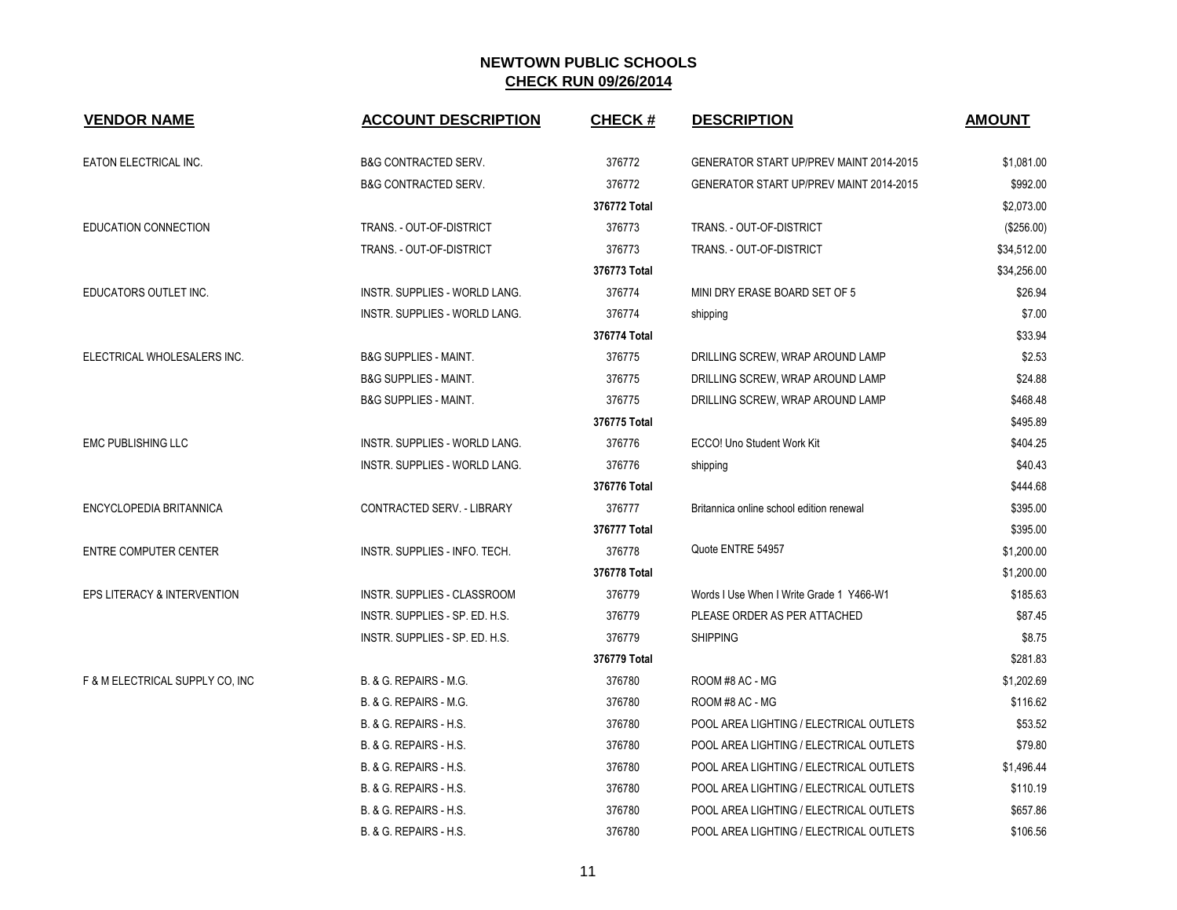# NEWTOWN PUBLIC SCHOOLS
## CHECK RUN 09/26/2014

| VENDOR NAME | ACCOUNT DESCRIPTION | CHECK # | DESCRIPTION | AMOUNT |
|---|---|---|---|---|
| EATON ELECTRICAL INC. | B&G CONTRACTED SERV. | 376772 | GENERATOR START UP/PREV MAINT 2014-2015 | $1,081.00 |
| | B&G CONTRACTED SERV. | 376772 | GENERATOR START UP/PREV MAINT 2014-2015 | $992.00 |
| | | 376772 Total | | $2,073.00 |
| EDUCATION CONNECTION | TRANS. - OUT-OF-DISTRICT | 376773 | TRANS. - OUT-OF-DISTRICT | ($256.00) |
| | TRANS. - OUT-OF-DISTRICT | 376773 | TRANS. - OUT-OF-DISTRICT | $34,512.00 |
| | | 376773 Total | | $34,256.00 |
| EDUCATORS OUTLET INC. | INSTR. SUPPLIES - WORLD LANG. | 376774 | MINI DRY ERASE BOARD SET OF 5 | $26.94 |
| | INSTR. SUPPLIES - WORLD LANG. | 376774 | shipping | $7.00 |
| | | 376774 Total | | $33.94 |
| ELECTRICAL WHOLESALERS INC. | B&G SUPPLIES - MAINT. | 376775 | DRILLING SCREW, WRAP AROUND LAMP | $2.53 |
| | B&G SUPPLIES - MAINT. | 376775 | DRILLING SCREW, WRAP AROUND LAMP | $24.88 |
| | B&G SUPPLIES - MAINT. | 376775 | DRILLING SCREW, WRAP AROUND LAMP | $468.48 |
| | | 376775 Total | | $495.89 |
| EMC PUBLISHING LLC | INSTR. SUPPLIES - WORLD LANG. | 376776 | ECCO! Uno Student Work Kit | $404.25 |
| | INSTR. SUPPLIES - WORLD LANG. | 376776 | shipping | $40.43 |
| | | 376776 Total | | $444.68 |
| ENCYCLOPEDIA BRITANNICA | CONTRACTED SERV. - LIBRARY | 376777 | Britannica online school edition renewal | $395.00 |
| | | 376777 Total | | $395.00 |
| ENTRE COMPUTER CENTER | INSTR. SUPPLIES - INFO. TECH. | 376778 | Quote ENTRE 54957 | $1,200.00 |
| | | 376778 Total | | $1,200.00 |
| EPS LITERACY & INTERVENTION | INSTR. SUPPLIES - CLASSROOM | 376779 | Words I Use When I Write Grade 1 Y466-W1 | $185.63 |
| | INSTR. SUPPLIES - SP. ED. H.S. | 376779 | PLEASE ORDER AS PER ATTACHED | $87.45 |
| | INSTR. SUPPLIES - SP. ED. H.S. | 376779 | SHIPPING | $8.75 |
| | | 376779 Total | | $281.83 |
| F & M ELECTRICAL SUPPLY CO, INC | B. & G. REPAIRS - M.G. | 376780 | ROOM #8 AC - MG | $1,202.69 |
| | B. & G. REPAIRS - M.G. | 376780 | ROOM #8 AC - MG | $116.62 |
| | B. & G. REPAIRS - H.S. | 376780 | POOL AREA LIGHTING / ELECTRICAL OUTLETS | $53.52 |
| | B. & G. REPAIRS - H.S. | 376780 | POOL AREA LIGHTING / ELECTRICAL OUTLETS | $79.80 |
| | B. & G. REPAIRS - H.S. | 376780 | POOL AREA LIGHTING / ELECTRICAL OUTLETS | $1,496.44 |
| | B. & G. REPAIRS - H.S. | 376780 | POOL AREA LIGHTING / ELECTRICAL OUTLETS | $110.19 |
| | B. & G. REPAIRS - H.S. | 376780 | POOL AREA LIGHTING / ELECTRICAL OUTLETS | $657.86 |
| | B. & G. REPAIRS - H.S. | 376780 | POOL AREA LIGHTING / ELECTRICAL OUTLETS | $106.56 |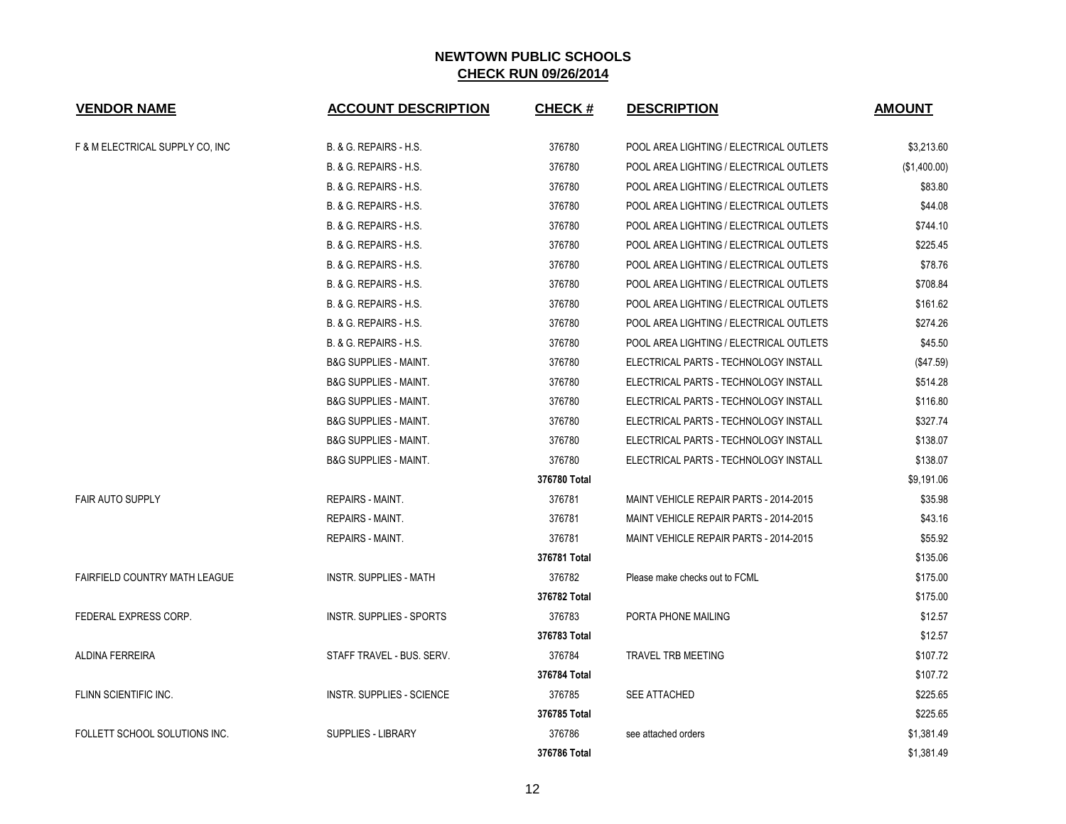# NEWTOWN PUBLIC SCHOOLS

## CHECK RUN 09/26/2014

| VENDOR NAME | ACCOUNT DESCRIPTION | CHECK # | DESCRIPTION | AMOUNT |
|---|---|---|---|---|
| F & M ELECTRICAL SUPPLY CO, INC | B. & G. REPAIRS - H.S. | 376780 | POOL AREA LIGHTING / ELECTRICAL OUTLETS | $3,213.60 |
| | B. & G. REPAIRS - H.S. | 376780 | POOL AREA LIGHTING / ELECTRICAL OUTLETS | ($1,400.00) |
| | B. & G. REPAIRS - H.S. | 376780 | POOL AREA LIGHTING / ELECTRICAL OUTLETS | $83.80 |
| | B. & G. REPAIRS - H.S. | 376780 | POOL AREA LIGHTING / ELECTRICAL OUTLETS | $44.08 |
| | B. & G. REPAIRS - H.S. | 376780 | POOL AREA LIGHTING / ELECTRICAL OUTLETS | $744.10 |
| | B. & G. REPAIRS - H.S. | 376780 | POOL AREA LIGHTING / ELECTRICAL OUTLETS | $225.45 |
| | B. & G. REPAIRS - H.S. | 376780 | POOL AREA LIGHTING / ELECTRICAL OUTLETS | $78.76 |
| | B. & G. REPAIRS - H.S. | 376780 | POOL AREA LIGHTING / ELECTRICAL OUTLETS | $708.84 |
| | B. & G. REPAIRS - H.S. | 376780 | POOL AREA LIGHTING / ELECTRICAL OUTLETS | $161.62 |
| | B. & G. REPAIRS - H.S. | 376780 | POOL AREA LIGHTING / ELECTRICAL OUTLETS | $274.26 |
| | B. & G. REPAIRS - H.S. | 376780 | POOL AREA LIGHTING / ELECTRICAL OUTLETS | $45.50 |
| | B&G SUPPLIES - MAINT. | 376780 | ELECTRICAL PARTS - TECHNOLOGY INSTALL | ($47.59) |
| | B&G SUPPLIES - MAINT. | 376780 | ELECTRICAL PARTS - TECHNOLOGY INSTALL | $514.28 |
| | B&G SUPPLIES - MAINT. | 376780 | ELECTRICAL PARTS - TECHNOLOGY INSTALL | $116.80 |
| | B&G SUPPLIES - MAINT. | 376780 | ELECTRICAL PARTS - TECHNOLOGY INSTALL | $327.74 |
| | B&G SUPPLIES - MAINT. | 376780 | ELECTRICAL PARTS - TECHNOLOGY INSTALL | $138.07 |
| | B&G SUPPLIES - MAINT. | 376780 | ELECTRICAL PARTS - TECHNOLOGY INSTALL | $138.07 |
| | | **376780 Total** | | $9,191.06 |
| FAIR AUTO SUPPLY | REPAIRS - MAINT. | 376781 | MAINT VEHICLE REPAIR PARTS - 2014-2015 | $35.98 |
| | REPAIRS - MAINT. | 376781 | MAINT VEHICLE REPAIR PARTS - 2014-2015 | $43.16 |
| | REPAIRS - MAINT. | 376781 | MAINT VEHICLE REPAIR PARTS - 2014-2015 | $55.92 |
| | | **376781 Total** | | $135.06 |
| FAIRFIELD COUNTRY MATH LEAGUE | INSTR. SUPPLIES - MATH | 376782 | Please make checks out to FCML | $175.00 |
| | | **376782 Total** | | $175.00 |
| FEDERAL EXPRESS CORP. | INSTR. SUPPLIES - SPORTS | 376783 | PORTA PHONE MAILING | $12.57 |
| | | **376783 Total** | | $12.57 |
| ALDINA FERREIRA | STAFF TRAVEL - BUS. SERV. | 376784 | TRAVEL TRB MEETING | $107.72 |
| | | **376784 Total** | | $107.72 |
| FLINN SCIENTIFIC INC. | INSTR. SUPPLIES - SCIENCE | 376785 | SEE ATTACHED | $225.65 |
| | | **376785 Total** | | $225.65 |
| FOLLETT SCHOOL SOLUTIONS INC. | SUPPLIES - LIBRARY | 376786 | see attached orders | $1,381.49 |
| | | **376786 Total** | | $1,381.49 |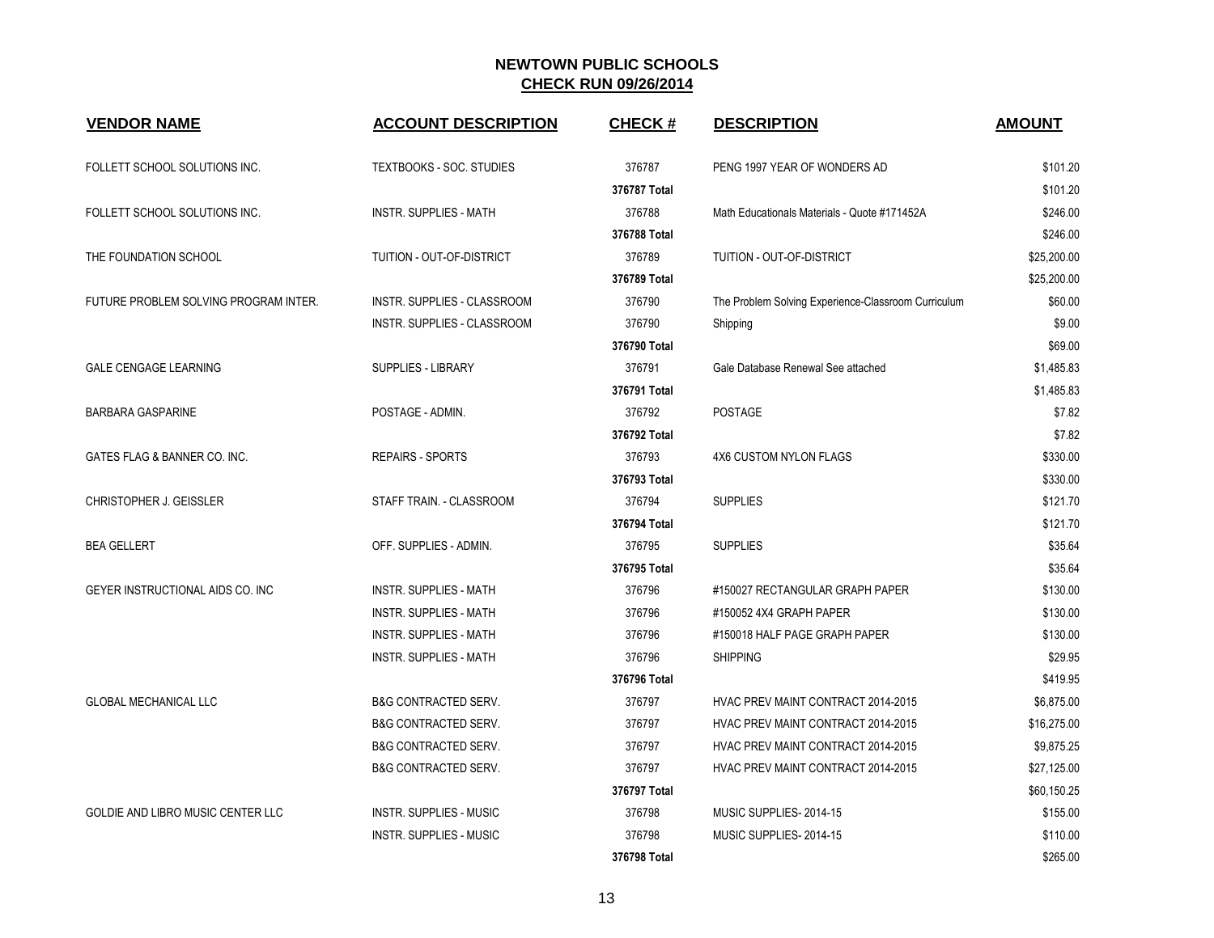# NEWTOWN PUBLIC SCHOOLS
## CHECK RUN 09/26/2014

| VENDOR NAME | ACCOUNT DESCRIPTION | CHECK # | DESCRIPTION | AMOUNT |
|---|---|---|---|---|
| FOLLETT SCHOOL SOLUTIONS INC. | TEXTBOOKS - SOC. STUDIES | 376787 | PENG 1997 YEAR OF WONDERS AD | $101.20 |
| | | **376787 Total** | | $101.20 |
| FOLLETT SCHOOL SOLUTIONS INC. | INSTR. SUPPLIES - MATH | 376788 | Math Educationals Materials - Quote #171452A | $246.00 |
| | | **376788 Total** | | $246.00 |
| THE FOUNDATION SCHOOL | TUITION - OUT-OF-DISTRICT | 376789 | TUITION - OUT-OF-DISTRICT | $25,200.00 |
| | | **376789 Total** | | $25,200.00 |
| FUTURE PROBLEM SOLVING PROGRAM INTER. | INSTR. SUPPLIES - CLASSROOM | 376790 | The Problem Solving Experience-Classroom Curriculum | $60.00 |
| | INSTR. SUPPLIES - CLASSROOM | 376790 | Shipping | $9.00 |
| | | **376790 Total** | | $69.00 |
| GALE CENGAGE LEARNING | SUPPLIES - LIBRARY | 376791 | Gale Database Renewal See attached | $1,485.83 |
| | | **376791 Total** | | $1,485.83 |
| BARBARA GASPARINE | POSTAGE - ADMIN. | 376792 | POSTAGE | $7.82 |
| | | **376792 Total** | | $7.82 |
| GATES FLAG & BANNER CO. INC. | REPAIRS - SPORTS | 376793 | 4X6 CUSTOM NYLON FLAGS | $330.00 |
| | | **376793 Total** | | $330.00 |
| CHRISTOPHER J. GEISSLER | STAFF TRAIN. - CLASSROOM | 376794 | SUPPLIES | $121.70 |
| | | **376794 Total** | | $121.70 |
| BEA GELLERT | OFF. SUPPLIES - ADMIN. | 376795 | SUPPLIES | $35.64 |
| | | **376795 Total** | | $35.64 |
| GEYER INSTRUCTIONAL AIDS CO. INC | INSTR. SUPPLIES - MATH | 376796 | #150027 RECTANGULAR GRAPH PAPER | $130.00 |
| | INSTR. SUPPLIES - MATH | 376796 | #150052 4X4 GRAPH PAPER | $130.00 |
| | INSTR. SUPPLIES - MATH | 376796 | #150018 HALF PAGE GRAPH PAPER | $130.00 |
| | INSTR. SUPPLIES - MATH | 376796 | SHIPPING | $29.95 |
| | | **376796 Total** | | $419.95 |
| GLOBAL MECHANICAL LLC | B&G CONTRACTED SERV. | 376797 | HVAC PREV MAINT CONTRACT 2014-2015 | $6,875.00 |
| | B&G CONTRACTED SERV. | 376797 | HVAC PREV MAINT CONTRACT 2014-2015 | $16,275.00 |
| | B&G CONTRACTED SERV. | 376797 | HVAC PREV MAINT CONTRACT 2014-2015 | $9,875.25 |
| | B&G CONTRACTED SERV. | 376797 | HVAC PREV MAINT CONTRACT 2014-2015 | $27,125.00 |
| | | **376797 Total** | | $60,150.25 |
| GOLDIE AND LIBRO MUSIC CENTER LLC | INSTR. SUPPLIES - MUSIC | 376798 | MUSIC SUPPLIES- 2014-15 | $155.00 |
| | INSTR. SUPPLIES - MUSIC | 376798 | MUSIC SUPPLIES- 2014-15 | $110.00 |
| | | **376798 Total** | | $265.00 |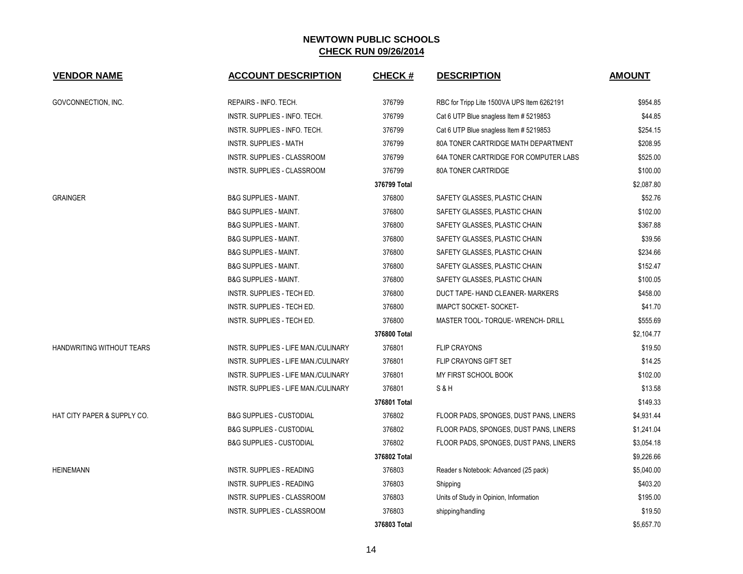## NEWTOWN PUBLIC SCHOOLS
**CHECK RUN 09/26/2014**

| VENDOR NAME | ACCOUNT DESCRIPTION | CHECK # | DESCRIPTION | AMOUNT |
|---|---|---|---|---|
| GOVCONNECTION, INC. | REPAIRS - INFO. TECH. | 376799 | RBC for Tripp Lite 1500VA UPS Item 6262191 | $954.85 |
| | INSTR. SUPPLIES - INFO. TECH. | 376799 | Cat 6 UTP Blue snagless Item # 5219853 | $44.85 |
| | INSTR. SUPPLIES - INFO. TECH. | 376799 | Cat 6 UTP Blue snagless Item # 5219853 | $254.15 |
| | INSTR. SUPPLIES - MATH | 376799 | 80A TONER CARTRIDGE MATH DEPARTMENT | $208.95 |
| | INSTR. SUPPLIES - CLASSROOM | 376799 | 64A TONER CARTRIDGE FOR COMPUTER LABS | $525.00 |
| | INSTR. SUPPLIES - CLASSROOM | 376799 | 80A TONER CARTRIDGE | $100.00 |
| | | **376799 Total** | | $2,087.80 |
| GRAINGER | B&G SUPPLIES - MAINT. | 376800 | SAFETY GLASSES, PLASTIC CHAIN | $52.76 |
| | B&G SUPPLIES - MAINT. | 376800 | SAFETY GLASSES, PLASTIC CHAIN | $102.00 |
| | B&G SUPPLIES - MAINT. | 376800 | SAFETY GLASSES, PLASTIC CHAIN | $367.88 |
| | B&G SUPPLIES - MAINT. | 376800 | SAFETY GLASSES, PLASTIC CHAIN | $39.56 |
| | B&G SUPPLIES - MAINT. | 376800 | SAFETY GLASSES, PLASTIC CHAIN | $234.66 |
| | B&G SUPPLIES - MAINT. | 376800 | SAFETY GLASSES, PLASTIC CHAIN | $152.47 |
| | B&G SUPPLIES - MAINT. | 376800 | SAFETY GLASSES, PLASTIC CHAIN | $100.05 |
| | INSTR. SUPPLIES - TECH ED. | 376800 | DUCT TAPE- HAND CLEANER- MARKERS | $458.00 |
| | INSTR. SUPPLIES - TECH ED. | 376800 | IMAPCT SOCKET- SOCKET- | $41.70 |
| | INSTR. SUPPLIES - TECH ED. | 376800 | MASTER TOOL- TORQUE- WRENCH- DRILL | $555.69 |
| | | **376800 Total** | | $2,104.77 |
| HANDWRITING WITHOUT TEARS | INSTR. SUPPLIES - LIFE MAN./CULINARY | 376801 | FLIP CRAYONS | $19.50 |
| | INSTR. SUPPLIES - LIFE MAN./CULINARY | 376801 | FLIP CRAYONS GIFT SET | $14.25 |
| | INSTR. SUPPLIES - LIFE MAN./CULINARY | 376801 | MY FIRST SCHOOL BOOK | $102.00 |
| | INSTR. SUPPLIES - LIFE MAN./CULINARY | 376801 | S & H | $13.58 |
| | | **376801 Total** | | $149.33 |
| HAT CITY PAPER & SUPPLY CO. | B&G SUPPLIES - CUSTODIAL | 376802 | FLOOR PADS, SPONGES, DUST PANS, LINERS | $4,931.44 |
| | B&G SUPPLIES - CUSTODIAL | 376802 | FLOOR PADS, SPONGES, DUST PANS, LINERS | $1,241.04 |
| | B&G SUPPLIES - CUSTODIAL | 376802 | FLOOR PADS, SPONGES, DUST PANS, LINERS | $3,054.18 |
| | | **376802 Total** | | $9,226.66 |
| HEINEMANN | INSTR. SUPPLIES - READING | 376803 | Reader s Notebook: Advanced (25 pack) | $5,040.00 |
| | INSTR. SUPPLIES - READING | 376803 | Shipping | $403.20 |
| | INSTR. SUPPLIES - CLASSROOM | 376803 | Units of Study in Opinion, Information | $195.00 |
| | INSTR. SUPPLIES - CLASSROOM | 376803 | shipping/handling | $19.50 |
| | | **376803 Total** | | $5,657.70 |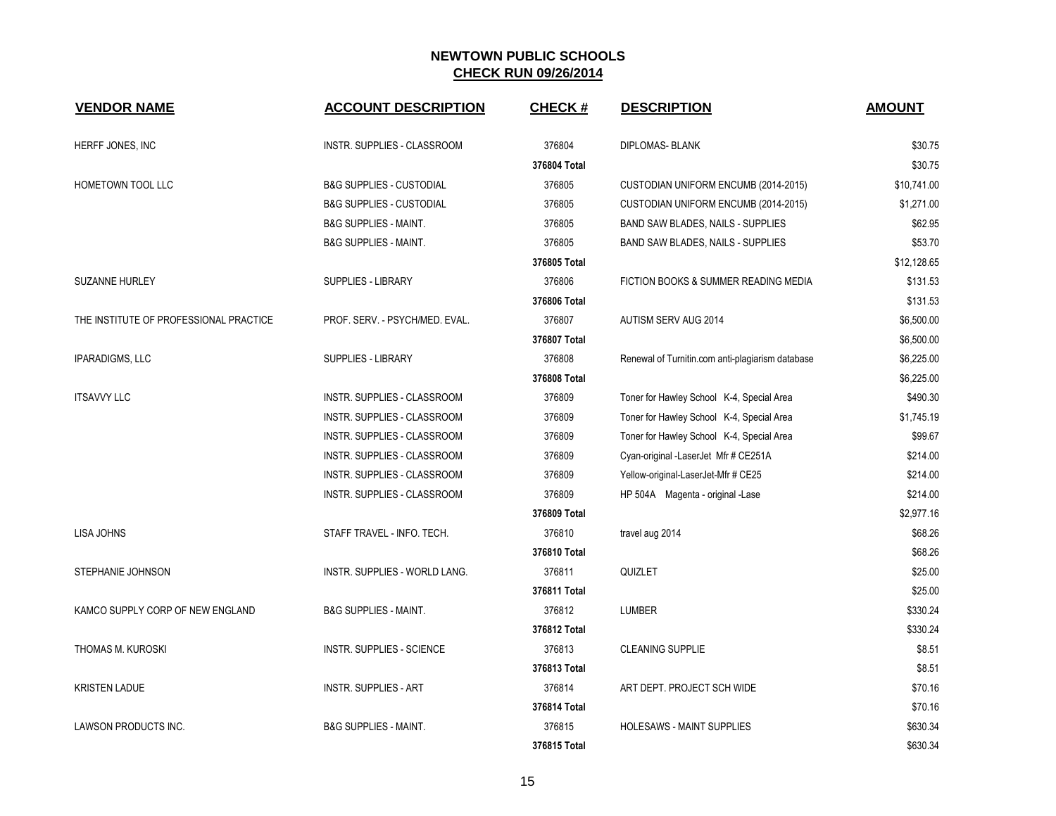# NEWTOWN PUBLIC SCHOOLS

## CHECK RUN 09/26/2014

| VENDOR NAME | ACCOUNT DESCRIPTION | CHECK # | DESCRIPTION | AMOUNT |
|---|---|---|---|---|
| HERFF JONES, INC | INSTR. SUPPLIES - CLASSROOM | 376804 | DIPLOMAS- BLANK | $30.75 |
| | | **376804 Total** | | $30.75 |
| HOMETOWN TOOL LLC | B&G SUPPLIES - CUSTODIAL | 376805 | CUSTODIAN UNIFORM ENCUMB (2014-2015) | $10,741.00 |
| | B&G SUPPLIES - CUSTODIAL | 376805 | CUSTODIAN UNIFORM ENCUMB (2014-2015) | $1,271.00 |
| | B&G SUPPLIES - MAINT. | 376805 | BAND SAW BLADES, NAILS - SUPPLIES | $62.95 |
| | B&G SUPPLIES - MAINT. | 376805 | BAND SAW BLADES, NAILS - SUPPLIES | $53.70 |
| | | **376805 Total** | | $12,128.65 |
| SUZANNE HURLEY | SUPPLIES - LIBRARY | 376806 | FICTION BOOKS & SUMMER READING MEDIA | $131.53 |
| | | **376806 Total** | | $131.53 |
| THE INSTITUTE OF PROFESSIONAL PRACTICE | PROF. SERV. - PSYCH/MED. EVAL. | 376807 | AUTISM SERV AUG 2014 | $6,500.00 |
| | | **376807 Total** | | $6,500.00 |
| IPARADIGMS, LLC | SUPPLIES - LIBRARY | 376808 | Renewal of Turnitin.com anti-plagiarism database | $6,225.00 |
| | | **376808 Total** | | $6,225.00 |
| ITSAVVY LLC | INSTR. SUPPLIES - CLASSROOM | 376809 | Toner for Hawley School K-4, Special Area | $490.30 |
| | INSTR. SUPPLIES - CLASSROOM | 376809 | Toner for Hawley School K-4, Special Area | $1,745.19 |
| | INSTR. SUPPLIES - CLASSROOM | 376809 | Toner for Hawley School K-4, Special Area | $99.67 |
| | INSTR. SUPPLIES - CLASSROOM | 376809 | Cyan-original -LaserJet Mfr # CE251A | $214.00 |
| | INSTR. SUPPLIES - CLASSROOM | 376809 | Yellow-original-LaserJet-Mfr # CE25 | $214.00 |
| | INSTR. SUPPLIES - CLASSROOM | 376809 | HP 504A Magenta - original -Lase | $214.00 |
| | | **376809 Total** | | $2,977.16 |
| LISA JOHNS | STAFF TRAVEL - INFO. TECH. | 376810 | travel aug 2014 | $68.26 |
| | | **376810 Total** | | $68.26 |
| STEPHANIE JOHNSON | INSTR. SUPPLIES - WORLD LANG. | 376811 | QUIZLET | $25.00 |
| | | **376811 Total** | | $25.00 |
| KAMCO SUPPLY CORP OF NEW ENGLAND | B&G SUPPLIES - MAINT. | 376812 | LUMBER | $330.24 |
| | | **376812 Total** | | $330.24 |
| THOMAS M. KUROSKI | INSTR. SUPPLIES - SCIENCE | 376813 | CLEANING SUPPLIE | $8.51 |
| | | **376813 Total** | | $8.51 |
| KRISTEN LADUE | INSTR. SUPPLIES - ART | 376814 | ART DEPT. PROJECT SCH WIDE | $70.16 |
| | | **376814 Total** | | $70.16 |
| LAWSON PRODUCTS INC. | B&G SUPPLIES - MAINT. | 376815 | HOLESAWS - MAINT SUPPLIES | $630.34 |
| | | **376815 Total** | | $630.34 |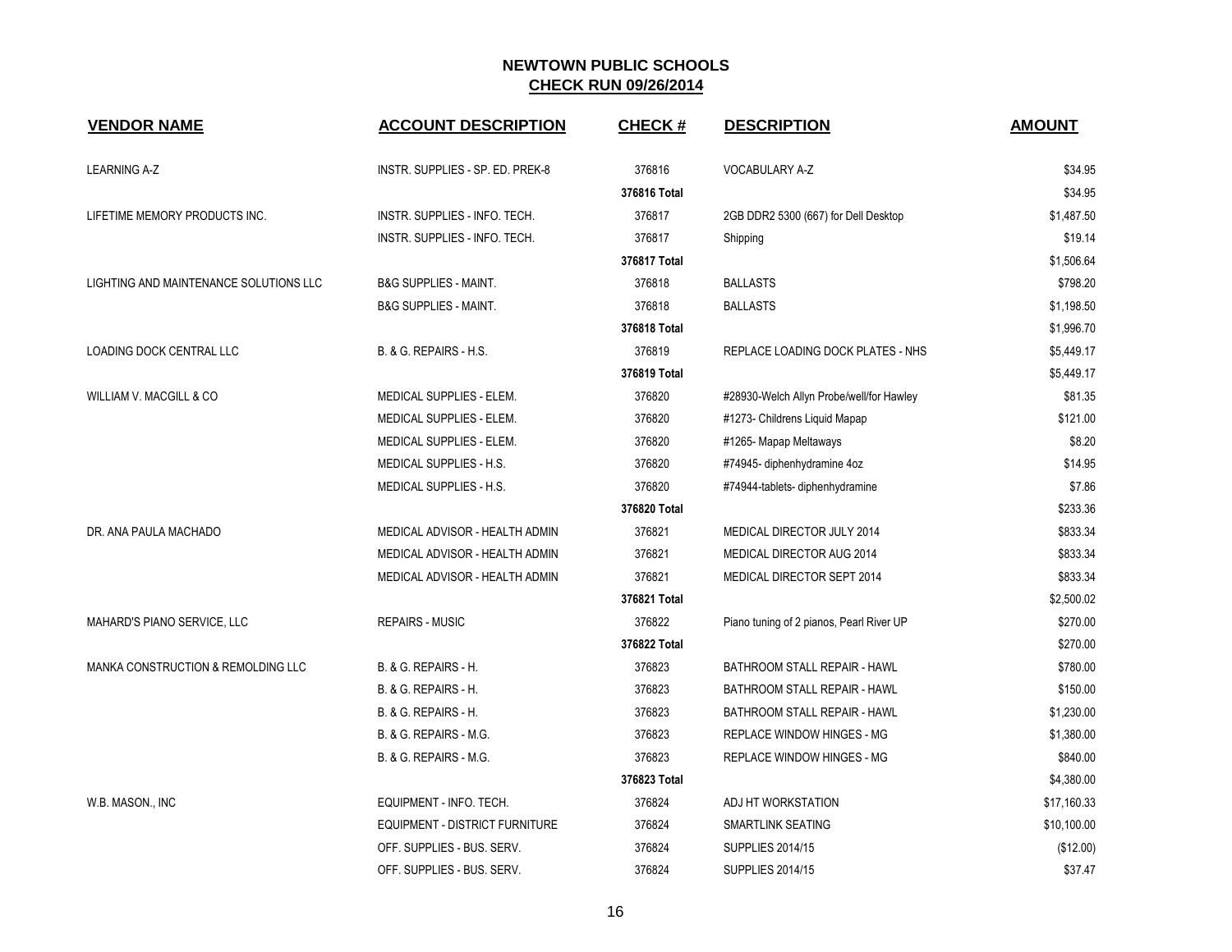## NEWTOWN PUBLIC SCHOOLS
## CHECK RUN 09/26/2014

| VENDOR NAME | ACCOUNT DESCRIPTION | CHECK # | DESCRIPTION | AMOUNT |
|---|---|---|---|---|
| LEARNING A-Z | INSTR. SUPPLIES - SP. ED. PREK-8 | 376816 | VOCABULARY A-Z | $34.95 |
| | | 376816 Total | | $34.95 |
| LIFETIME MEMORY PRODUCTS INC. | INSTR. SUPPLIES - INFO. TECH. | 376817 | 2GB DDR2 5300 (667) for Dell Desktop | $1,487.50 |
| | INSTR. SUPPLIES - INFO. TECH. | 376817 | Shipping | $19.14 |
| | | 376817 Total | | $1,506.64 |
| LIGHTING AND MAINTENANCE SOLUTIONS LLC | B&G SUPPLIES - MAINT. | 376818 | BALLASTS | $798.20 |
| | B&G SUPPLIES - MAINT. | 376818 | BALLASTS | $1,198.50 |
| | | 376818 Total | | $1,996.70 |
| LOADING DOCK CENTRAL LLC | B. & G. REPAIRS - H.S. | 376819 | REPLACE LOADING DOCK PLATES - NHS | $5,449.17 |
| | | 376819 Total | | $5,449.17 |
| WILLIAM V. MACGILL & CO | MEDICAL SUPPLIES - ELEM. | 376820 | #28930-Welch Allyn Probe/well/for Hawley | $81.35 |
| | MEDICAL SUPPLIES - ELEM. | 376820 | #1273- Childrens Liquid Mapap | $121.00 |
| | MEDICAL SUPPLIES - ELEM. | 376820 | #1265- Mapap Meltaways | $8.20 |
| | MEDICAL SUPPLIES - H.S. | 376820 | #74945- diphenhydramine 4oz | $14.95 |
| | MEDICAL SUPPLIES - H.S. | 376820 | #74944-tablets- diphenhydramine | $7.86 |
| | | 376820 Total | | $233.36 |
| DR. ANA PAULA MACHADO | MEDICAL ADVISOR - HEALTH ADMIN | 376821 | MEDICAL DIRECTOR JULY 2014 | $833.34 |
| | MEDICAL ADVISOR - HEALTH ADMIN | 376821 | MEDICAL DIRECTOR AUG 2014 | $833.34 |
| | MEDICAL ADVISOR - HEALTH ADMIN | 376821 | MEDICAL DIRECTOR SEPT 2014 | $833.34 |
| | | 376821 Total | | $2,500.02 |
| MAHARD'S PIANO SERVICE, LLC | REPAIRS - MUSIC | 376822 | Piano tuning of 2 pianos, Pearl River UP | $270.00 |
| | | 376822 Total | | $270.00 |
| MANKA CONSTRUCTION & REMOLDING LLC | B. & G. REPAIRS - H. | 376823 | BATHROOM STALL REPAIR - HAWL | $780.00 |
| | B. & G. REPAIRS - H. | 376823 | BATHROOM STALL REPAIR - HAWL | $150.00 |
| | B. & G. REPAIRS - H. | 376823 | BATHROOM STALL REPAIR - HAWL | $1,230.00 |
| | B. & G. REPAIRS - M.G. | 376823 | REPLACE WINDOW HINGES - MG | $1,380.00 |
| | B. & G. REPAIRS - M.G. | 376823 | REPLACE WINDOW HINGES - MG | $840.00 |
| | | 376823 Total | | $4,380.00 |
| W.B. MASON., INC | EQUIPMENT - INFO. TECH. | 376824 | ADJ HT WORKSTATION | $17,160.33 |
| | EQUIPMENT - DISTRICT FURNITURE | 376824 | SMARTLINK SEATING | $10,100.00 |
| | OFF. SUPPLIES - BUS. SERV. | 376824 | SUPPLIES 2014/15 | ($12.00) |
| | OFF. SUPPLIES - BUS. SERV. | 376824 | SUPPLIES 2014/15 | $37.47 |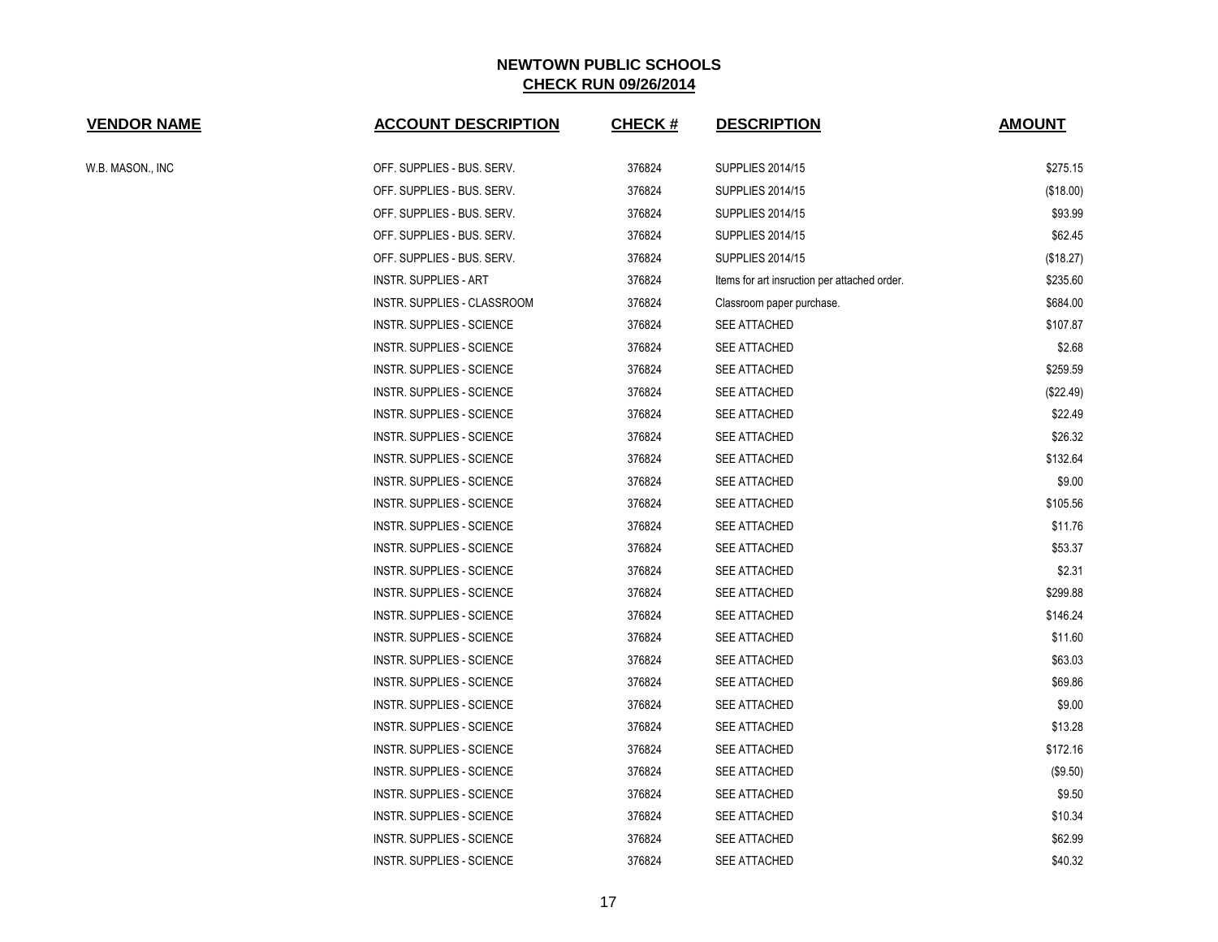# NEWTOWN PUBLIC SCHOOLS

## CHECK RUN 09/26/2014

| VENDOR NAME | ACCOUNT DESCRIPTION | CHECK # | DESCRIPTION | AMOUNT |
|---|---|---|---|---|
| W.B. MASON., INC | OFF. SUPPLIES - BUS. SERV. | 376824 | SUPPLIES 2014/15 | $275.15 |
| | OFF. SUPPLIES - BUS. SERV. | 376824 | SUPPLIES 2014/15 | ($18.00) |
| | OFF. SUPPLIES - BUS. SERV. | 376824 | SUPPLIES 2014/15 | $93.99 |
| | OFF. SUPPLIES - BUS. SERV. | 376824 | SUPPLIES 2014/15 | $62.45 |
| | OFF. SUPPLIES - BUS. SERV. | 376824 | SUPPLIES 2014/15 | ($18.27) |
| | INSTR. SUPPLIES - ART | 376824 | Items for art insruction per attached order. | $235.60 |
| | INSTR. SUPPLIES - CLASSROOM | 376824 | Classroom paper purchase. | $684.00 |
| | INSTR. SUPPLIES - SCIENCE | 376824 | SEE ATTACHED | $107.87 |
| | INSTR. SUPPLIES - SCIENCE | 376824 | SEE ATTACHED | $2.68 |
| | INSTR. SUPPLIES - SCIENCE | 376824 | SEE ATTACHED | $259.59 |
| | INSTR. SUPPLIES - SCIENCE | 376824 | SEE ATTACHED | ($22.49) |
| | INSTR. SUPPLIES - SCIENCE | 376824 | SEE ATTACHED | $22.49 |
| | INSTR. SUPPLIES - SCIENCE | 376824 | SEE ATTACHED | $26.32 |
| | INSTR. SUPPLIES - SCIENCE | 376824 | SEE ATTACHED | $132.64 |
| | INSTR. SUPPLIES - SCIENCE | 376824 | SEE ATTACHED | $9.00 |
| | INSTR. SUPPLIES - SCIENCE | 376824 | SEE ATTACHED | $105.56 |
| | INSTR. SUPPLIES - SCIENCE | 376824 | SEE ATTACHED | $11.76 |
| | INSTR. SUPPLIES - SCIENCE | 376824 | SEE ATTACHED | $53.37 |
| | INSTR. SUPPLIES - SCIENCE | 376824 | SEE ATTACHED | $2.31 |
| | INSTR. SUPPLIES - SCIENCE | 376824 | SEE ATTACHED | $299.88 |
| | INSTR. SUPPLIES - SCIENCE | 376824 | SEE ATTACHED | $146.24 |
| | INSTR. SUPPLIES - SCIENCE | 376824 | SEE ATTACHED | $11.60 |
| | INSTR. SUPPLIES - SCIENCE | 376824 | SEE ATTACHED | $63.03 |
| | INSTR. SUPPLIES - SCIENCE | 376824 | SEE ATTACHED | $69.86 |
| | INSTR. SUPPLIES - SCIENCE | 376824 | SEE ATTACHED | $9.00 |
| | INSTR. SUPPLIES - SCIENCE | 376824 | SEE ATTACHED | $13.28 |
| | INSTR. SUPPLIES - SCIENCE | 376824 | SEE ATTACHED | $172.16 |
| | INSTR. SUPPLIES - SCIENCE | 376824 | SEE ATTACHED | ($9.50) |
| | INSTR. SUPPLIES - SCIENCE | 376824 | SEE ATTACHED | $9.50 |
| | INSTR. SUPPLIES - SCIENCE | 376824 | SEE ATTACHED | $10.34 |
| | INSTR. SUPPLIES - SCIENCE | 376824 | SEE ATTACHED | $62.99 |
| | INSTR. SUPPLIES - SCIENCE | 376824 | SEE ATTACHED | $40.32 |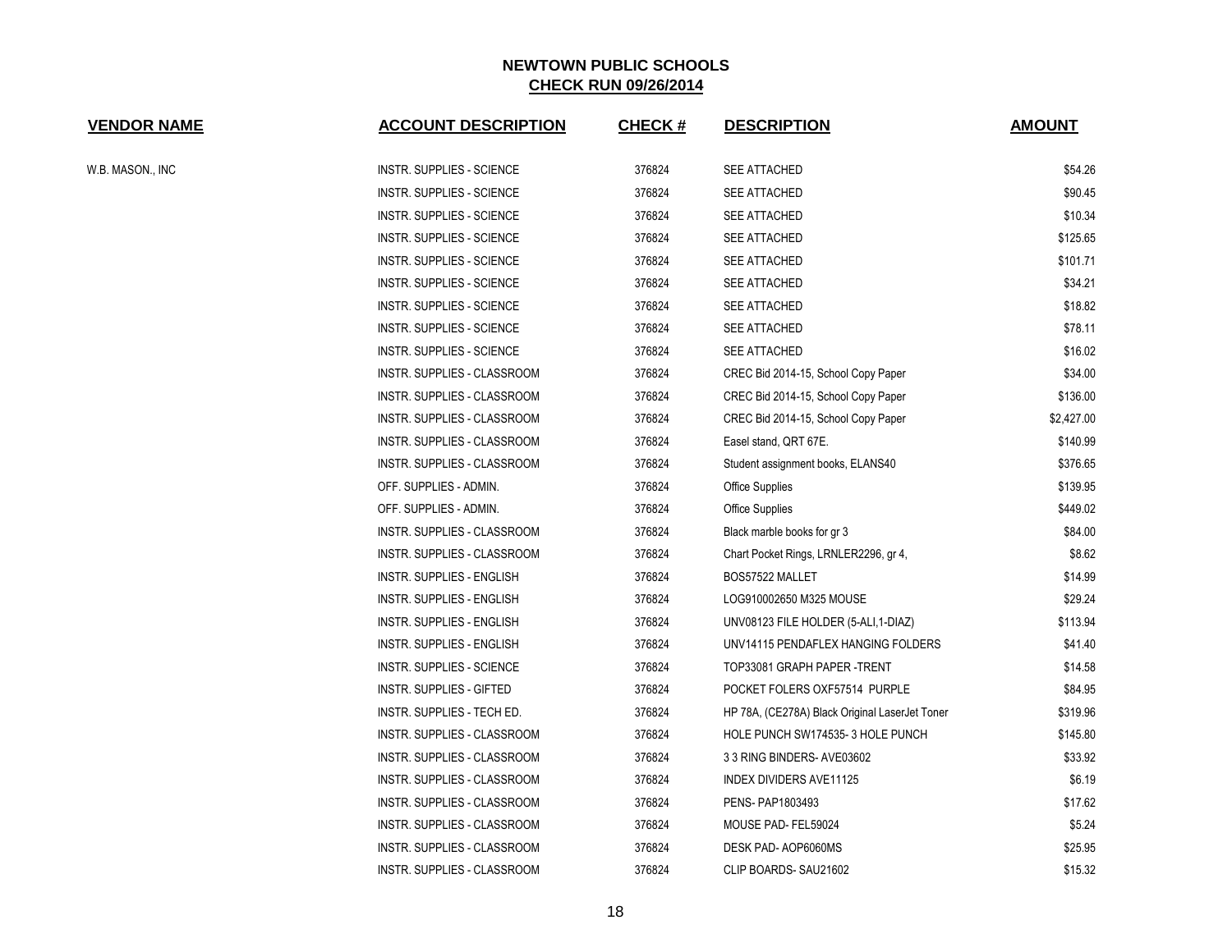# NEWTOWN PUBLIC SCHOOLS

## CHECK RUN 09/26/2014

| VENDOR NAME | ACCOUNT DESCRIPTION | CHECK # | DESCRIPTION | AMOUNT |
|---|---|---|---|---|
| W.B. MASON., INC | INSTR. SUPPLIES - SCIENCE | 376824 | SEE ATTACHED | $54.26 |
| | INSTR. SUPPLIES - SCIENCE | 376824 | SEE ATTACHED | $90.45 |
| | INSTR. SUPPLIES - SCIENCE | 376824 | SEE ATTACHED | $10.34 |
| | INSTR. SUPPLIES - SCIENCE | 376824 | SEE ATTACHED | $125.65 |
| | INSTR. SUPPLIES - SCIENCE | 376824 | SEE ATTACHED | $101.71 |
| | INSTR. SUPPLIES - SCIENCE | 376824 | SEE ATTACHED | $34.21 |
| | INSTR. SUPPLIES - SCIENCE | 376824 | SEE ATTACHED | $18.82 |
| | INSTR. SUPPLIES - SCIENCE | 376824 | SEE ATTACHED | $78.11 |
| | INSTR. SUPPLIES - SCIENCE | 376824 | SEE ATTACHED | $16.02 |
| | INSTR. SUPPLIES - CLASSROOM | 376824 | CREC Bid 2014-15, School Copy Paper | $34.00 |
| | INSTR. SUPPLIES - CLASSROOM | 376824 | CREC Bid 2014-15, School Copy Paper | $136.00 |
| | INSTR. SUPPLIES - CLASSROOM | 376824 | CREC Bid 2014-15, School Copy Paper | $2,427.00 |
| | INSTR. SUPPLIES - CLASSROOM | 376824 | Easel stand, QRT 67E. | $140.99 |
| | INSTR. SUPPLIES - CLASSROOM | 376824 | Student assignment books, ELANS40 | $376.65 |
| | OFF. SUPPLIES - ADMIN. | 376824 | Office Supplies | $139.95 |
| | OFF. SUPPLIES - ADMIN. | 376824 | Office Supplies | $449.02 |
| | INSTR. SUPPLIES - CLASSROOM | 376824 | Black marble books for gr 3 | $84.00 |
| | INSTR. SUPPLIES - CLASSROOM | 376824 | Chart Pocket Rings, LRNLER2296, gr 4, | $8.62 |
| | INSTR. SUPPLIES - ENGLISH | 376824 | BOS57522 MALLET | $14.99 |
| | INSTR. SUPPLIES - ENGLISH | 376824 | LOG910002650 M325 MOUSE | $29.24 |
| | INSTR. SUPPLIES - ENGLISH | 376824 | UNV08123 FILE HOLDER (5-ALI,1-DIAZ) | $113.94 |
| | INSTR. SUPPLIES - ENGLISH | 376824 | UNV14115 PENDAFLEX HANGING FOLDERS | $41.40 |
| | INSTR. SUPPLIES - SCIENCE | 376824 | TOP33081 GRAPH PAPER -TRENT | $14.58 |
| | INSTR. SUPPLIES - GIFTED | 376824 | POCKET FOLERS OXF57514 PURPLE | $84.95 |
| | INSTR. SUPPLIES - TECH ED. | 376824 | HP 78A, (CE278A) Black Original LaserJet Toner | $319.96 |
| | INSTR. SUPPLIES - CLASSROOM | 376824 | HOLE PUNCH SW174535- 3 HOLE PUNCH | $145.80 |
| | INSTR. SUPPLIES - CLASSROOM | 376824 | 3 3 RING BINDERS- AVE03602 | $33.92 |
| | INSTR. SUPPLIES - CLASSROOM | 376824 | INDEX DIVIDERS AVE11125 | $6.19 |
| | INSTR. SUPPLIES - CLASSROOM | 376824 | PENS- PAP1803493 | $17.62 |
| | INSTR. SUPPLIES - CLASSROOM | 376824 | MOUSE PAD- FEL59024 | $5.24 |
| | INSTR. SUPPLIES - CLASSROOM | 376824 | DESK PAD- AOP6060MS | $25.95 |
| | INSTR. SUPPLIES - CLASSROOM | 376824 | CLIP BOARDS- SAU21602 | $15.32 |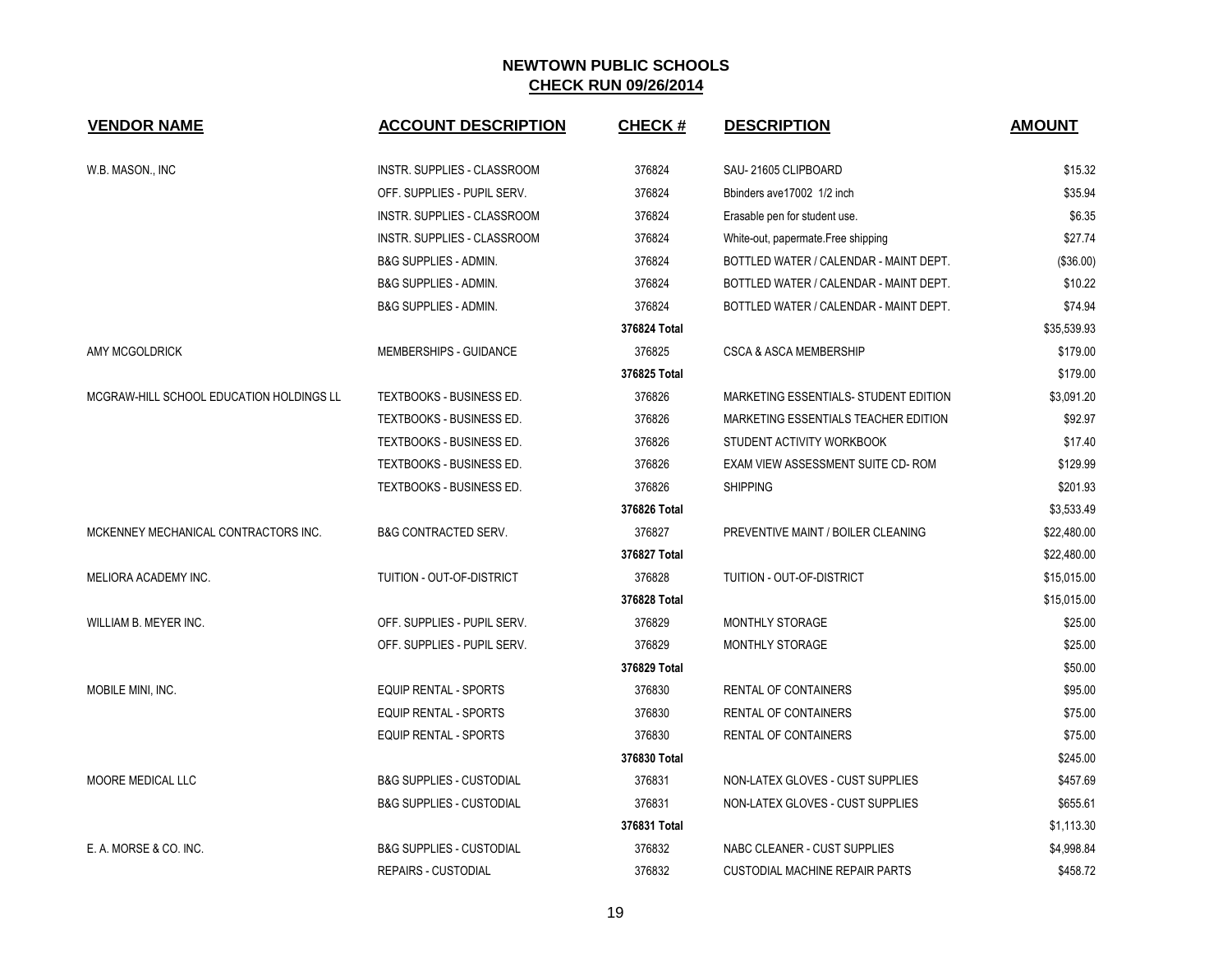## NEWTOWN PUBLIC SCHOOLS
## CHECK RUN 09/26/2014

| VENDOR NAME | ACCOUNT DESCRIPTION | CHECK # | DESCRIPTION | AMOUNT |
|---|---|---|---|---|
| W.B. MASON., INC | INSTR. SUPPLIES - CLASSROOM | 376824 | SAU- 21605 CLIPBOARD | $15.32 |
| | OFF. SUPPLIES - PUPIL SERV. | 376824 | Bbinders ave17002 1/2 inch | $35.94 |
| | INSTR. SUPPLIES - CLASSROOM | 376824 | Erasable pen for student use. | $6.35 |
| | INSTR. SUPPLIES - CLASSROOM | 376824 | White-out, papermate.Free shipping | $27.74 |
| | B&G SUPPLIES - ADMIN. | 376824 | BOTTLED WATER / CALENDAR - MAINT DEPT. | ($36.00) |
| | B&G SUPPLIES - ADMIN. | 376824 | BOTTLED WATER / CALENDAR - MAINT DEPT. | $10.22 |
| | B&G SUPPLIES - ADMIN. | 376824 | BOTTLED WATER / CALENDAR - MAINT DEPT. | $74.94 |
| | | **376824 Total** | | $35,539.93 |
| AMY MCGOLDRICK | MEMBERSHIPS - GUIDANCE | 376825 | CSCA & ASCA MEMBERSHIP | $179.00 |
| | | **376825 Total** | | $179.00 |
| MCGRAW-HILL SCHOOL EDUCATION HOLDINGS LL | TEXTBOOKS - BUSINESS ED. | 376826 | MARKETING ESSENTIALS- STUDENT EDITION | $3,091.20 |
| | TEXTBOOKS - BUSINESS ED. | 376826 | MARKETING ESSENTIALS TEACHER EDITION | $92.97 |
| | TEXTBOOKS - BUSINESS ED. | 376826 | STUDENT ACTIVITY WORKBOOK | $17.40 |
| | TEXTBOOKS - BUSINESS ED. | 376826 | EXAM VIEW ASSESSMENT SUITE CD- ROM | $129.99 |
| | TEXTBOOKS - BUSINESS ED. | 376826 | SHIPPING | $201.93 |
| | | **376826 Total** | | $3,533.49 |
| MCKENNEY MECHANICAL CONTRACTORS INC. | B&G CONTRACTED SERV. | 376827 | PREVENTIVE MAINT / BOILER CLEANING | $22,480.00 |
| | | **376827 Total** | | $22,480.00 |
| MELIORA ACADEMY INC. | TUITION - OUT-OF-DISTRICT | 376828 | TUITION - OUT-OF-DISTRICT | $15,015.00 |
| | | **376828 Total** | | $15,015.00 |
| WILLIAM B. MEYER INC. | OFF. SUPPLIES - PUPIL SERV. | 376829 | MONTHLY STORAGE | $25.00 |
| | OFF. SUPPLIES - PUPIL SERV. | 376829 | MONTHLY STORAGE | $25.00 |
| | | **376829 Total** | | $50.00 |
| MOBILE MINI, INC. | EQUIP RENTAL - SPORTS | 376830 | RENTAL OF CONTAINERS | $95.00 |
| | EQUIP RENTAL - SPORTS | 376830 | RENTAL OF CONTAINERS | $75.00 |
| | EQUIP RENTAL - SPORTS | 376830 | RENTAL OF CONTAINERS | $75.00 |
| | | **376830 Total** | | $245.00 |
| MOORE MEDICAL LLC | B&G SUPPLIES - CUSTODIAL | 376831 | NON-LATEX GLOVES - CUST SUPPLIES | $457.69 |
| | B&G SUPPLIES - CUSTODIAL | 376831 | NON-LATEX GLOVES - CUST SUPPLIES | $655.61 |
| | | **376831 Total** | | $1,113.30 |
| E. A. MORSE & CO. INC. | B&G SUPPLIES - CUSTODIAL | 376832 | NABC CLEANER - CUST SUPPLIES | $4,998.84 |
| | REPAIRS - CUSTODIAL | 376832 | CUSTODIAL MACHINE REPAIR PARTS | $458.72 |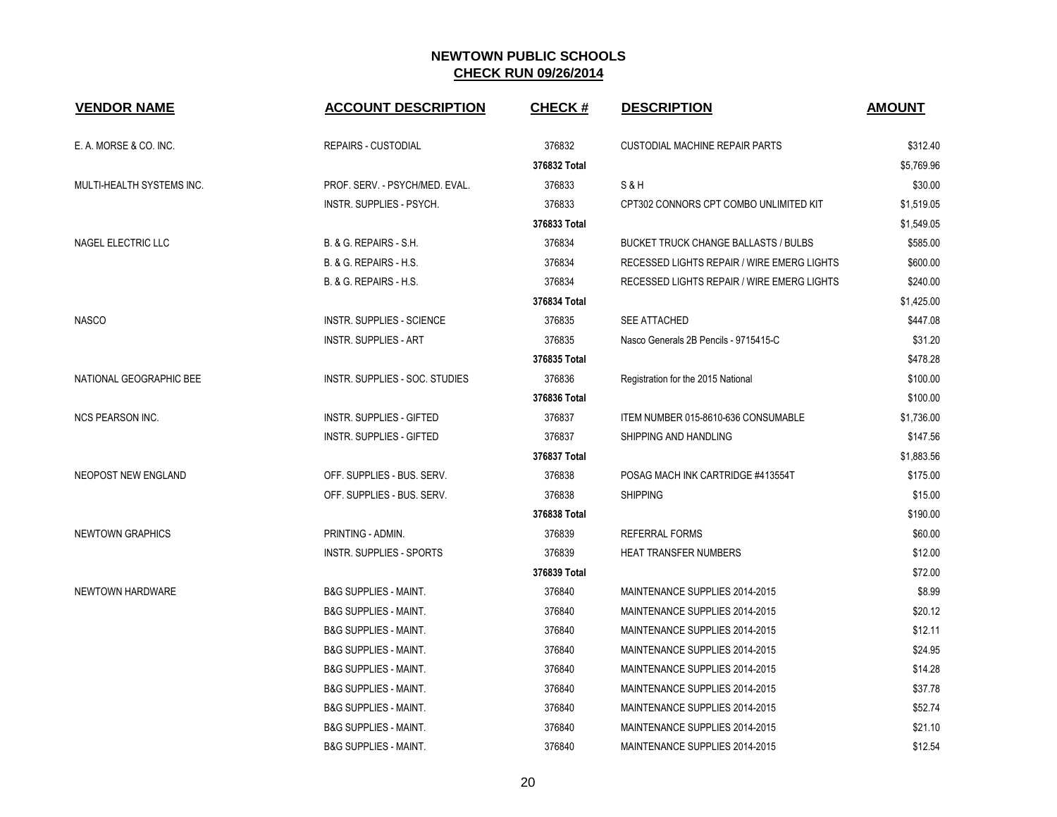## NEWTOWN PUBLIC SCHOOLS
## CHECK RUN 09/26/2014

| VENDOR NAME | ACCOUNT DESCRIPTION | CHECK # | DESCRIPTION | AMOUNT |
|---|---|---|---|---|
| E. A. MORSE & CO. INC. | REPAIRS - CUSTODIAL | 376832 | CUSTODIAL MACHINE REPAIR PARTS | $312.40 |
| | | **376832 Total** | | $5,769.96 |
| MULTI-HEALTH SYSTEMS INC. | PROF. SERV. - PSYCH/MED. EVAL. | 376833 | S & H | $30.00 |
| | INSTR. SUPPLIES - PSYCH. | 376833 | CPT302 CONNORS CPT COMBO UNLIMITED KIT | $1,519.05 |
| | | **376833 Total** | | $1,549.05 |
| NAGEL ELECTRIC LLC | B. & G. REPAIRS - S.H. | 376834 | BUCKET TRUCK CHANGE BALLASTS / BULBS | $585.00 |
| | B. & G. REPAIRS - H.S. | 376834 | RECESSED LIGHTS REPAIR / WIRE EMERG LIGHTS | $600.00 |
| | B. & G. REPAIRS - H.S. | 376834 | RECESSED LIGHTS REPAIR / WIRE EMERG LIGHTS | $240.00 |
| | | **376834 Total** | | $1,425.00 |
| NASCO | INSTR. SUPPLIES - SCIENCE | 376835 | SEE ATTACHED | $447.08 |
| | INSTR. SUPPLIES - ART | 376835 | Nasco Generals 2B Pencils - 9715415-C | $31.20 |
| | | **376835 Total** | | $478.28 |
| NATIONAL GEOGRAPHIC BEE | INSTR. SUPPLIES - SOC. STUDIES | 376836 | Registration for the 2015 National | $100.00 |
| | | **376836 Total** | | $100.00 |
| NCS PEARSON INC. | INSTR. SUPPLIES - GIFTED | 376837 | ITEM NUMBER 015-8610-636 CONSUMABLE | $1,736.00 |
| | INSTR. SUPPLIES - GIFTED | 376837 | SHIPPING AND HANDLING | $147.56 |
| | | **376837 Total** | | $1,883.56 |
| NEOPOST NEW ENGLAND | OFF. SUPPLIES - BUS. SERV. | 376838 | POSAG MACH INK CARTRIDGE #413554T | $175.00 |
| | OFF. SUPPLIES - BUS. SERV. | 376838 | SHIPPING | $15.00 |
| | | **376838 Total** | | $190.00 |
| NEWTOWN GRAPHICS | PRINTING - ADMIN. | 376839 | REFERRAL FORMS | $60.00 |
| | INSTR. SUPPLIES - SPORTS | 376839 | HEAT TRANSFER NUMBERS | $12.00 |
| | | **376839 Total** | | $72.00 |
| NEWTOWN HARDWARE | B&G SUPPLIES - MAINT. | 376840 | MAINTENANCE SUPPLIES 2014-2015 | $8.99 |
| | B&G SUPPLIES - MAINT. | 376840 | MAINTENANCE SUPPLIES 2014-2015 | $20.12 |
| | B&G SUPPLIES - MAINT. | 376840 | MAINTENANCE SUPPLIES 2014-2015 | $12.11 |
| | B&G SUPPLIES - MAINT. | 376840 | MAINTENANCE SUPPLIES 2014-2015 | $24.95 |
| | B&G SUPPLIES - MAINT. | 376840 | MAINTENANCE SUPPLIES 2014-2015 | $14.28 |
| | B&G SUPPLIES - MAINT. | 376840 | MAINTENANCE SUPPLIES 2014-2015 | $37.78 |
| | B&G SUPPLIES - MAINT. | 376840 | MAINTENANCE SUPPLIES 2014-2015 | $52.74 |
| | B&G SUPPLIES - MAINT. | 376840 | MAINTENANCE SUPPLIES 2014-2015 | $21.10 |
| | B&G SUPPLIES - MAINT. | 376840 | MAINTENANCE SUPPLIES 2014-2015 | $12.54 |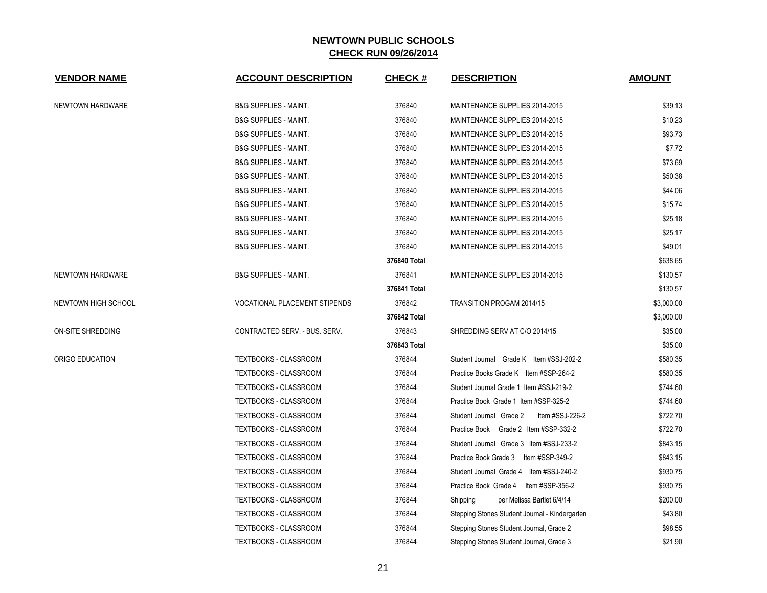# NEWTOWN PUBLIC SCHOOLS

## CHECK RUN 09/26/2014

| VENDOR NAME | ACCOUNT DESCRIPTION | CHECK # | DESCRIPTION | AMOUNT |
|---|---|---|---|---|
| NEWTOWN HARDWARE | B&G SUPPLIES - MAINT. | 376840 | MAINTENANCE SUPPLIES 2014-2015 | $39.13 |
| | B&G SUPPLIES - MAINT. | 376840 | MAINTENANCE SUPPLIES 2014-2015 | $10.23 |
| | B&G SUPPLIES - MAINT. | 376840 | MAINTENANCE SUPPLIES 2014-2015 | $93.73 |
| | B&G SUPPLIES - MAINT. | 376840 | MAINTENANCE SUPPLIES 2014-2015 | $7.72 |
| | B&G SUPPLIES - MAINT. | 376840 | MAINTENANCE SUPPLIES 2014-2015 | $73.69 |
| | B&G SUPPLIES - MAINT. | 376840 | MAINTENANCE SUPPLIES 2014-2015 | $50.38 |
| | B&G SUPPLIES - MAINT. | 376840 | MAINTENANCE SUPPLIES 2014-2015 | $44.06 |
| | B&G SUPPLIES - MAINT. | 376840 | MAINTENANCE SUPPLIES 2014-2015 | $15.74 |
| | B&G SUPPLIES - MAINT. | 376840 | MAINTENANCE SUPPLIES 2014-2015 | $25.18 |
| | B&G SUPPLIES - MAINT. | 376840 | MAINTENANCE SUPPLIES 2014-2015 | $25.17 |
| | B&G SUPPLIES - MAINT. | 376840 | MAINTENANCE SUPPLIES 2014-2015 | $49.01 |
| | | **376840 Total** | | $638.65 |
| NEWTOWN HARDWARE | B&G SUPPLIES - MAINT. | 376841 | MAINTENANCE SUPPLIES 2014-2015 | $130.57 |
| | | **376841 Total** | | $130.57 |
| NEWTOWN HIGH SCHOOL | VOCATIONAL PLACEMENT STIPENDS | 376842 | TRANSITION PROGAM 2014/15 | $3,000.00 |
| | | **376842 Total** | | $3,000.00 |
| ON-SITE SHREDDING | CONTRACTED SERV. - BUS. SERV. | 376843 | SHREDDING SERV AT C/O 2014/15 | $35.00 |
| | | **376843 Total** | | $35.00 |
| ORIGO EDUCATION | TEXTBOOKS - CLASSROOM | 376844 | Student Journal Grade K Item #SSJ-202-2 | $580.35 |
| | TEXTBOOKS - CLASSROOM | 376844 | Practice Books Grade K Item #SSP-264-2 | $580.35 |
| | TEXTBOOKS - CLASSROOM | 376844 | Student Journal Grade 1 Item #SSJ-219-2 | $744.60 |
| | TEXTBOOKS - CLASSROOM | 376844 | Practice Book Grade 1 Item #SSP-325-2 | $744.60 |
| | TEXTBOOKS - CLASSROOM | 376844 | Student Journal Grade 2 Item #SSJ-226-2 | $722.70 |
| | TEXTBOOKS - CLASSROOM | 376844 | Practice Book Grade 2 Item #SSP-332-2 | $722.70 |
| | TEXTBOOKS - CLASSROOM | 376844 | Student Journal Grade 3 Item #SSJ-233-2 | $843.15 |
| | TEXTBOOKS - CLASSROOM | 376844 | Practice Book Grade 3 Item #SSP-349-2 | $843.15 |
| | TEXTBOOKS - CLASSROOM | 376844 | Student Journal Grade 4 Item #SSJ-240-2 | $930.75 |
| | TEXTBOOKS - CLASSROOM | 376844 | Practice Book Grade 4 Item #SSP-356-2 | $930.75 |
| | TEXTBOOKS - CLASSROOM | 376844 | Shipping per Melissa Bartlet 6/4/14 | $200.00 |
| | TEXTBOOKS - CLASSROOM | 376844 | Stepping Stones Student Journal - Kindergarten | $43.80 |
| | TEXTBOOKS - CLASSROOM | 376844 | Stepping Stones Student Journal, Grade 2 | $98.55 |
| | TEXTBOOKS - CLASSROOM | 376844 | Stepping Stones Student Journal, Grade 3 | $21.90 |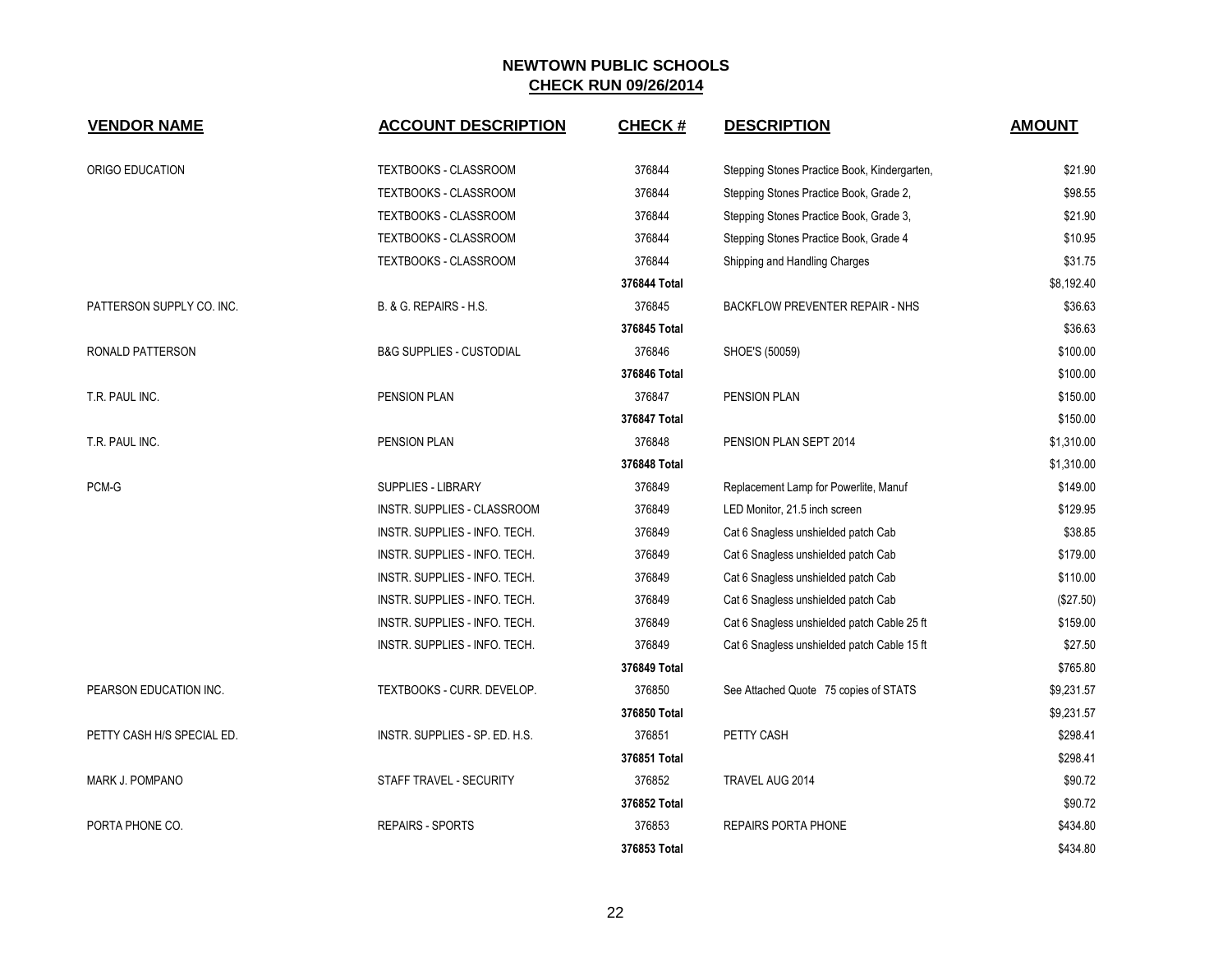# NEWTOWN PUBLIC SCHOOLS
## CHECK RUN 09/26/2014

| VENDOR NAME | ACCOUNT DESCRIPTION | CHECK # | DESCRIPTION | AMOUNT |
|---|---|---|---|---|
| ORIGO EDUCATION | TEXTBOOKS - CLASSROOM | 376844 | Stepping Stones Practice Book, Kindergarten, | $21.90 |
| | TEXTBOOKS - CLASSROOM | 376844 | Stepping Stones Practice Book, Grade 2, | $98.55 |
| | TEXTBOOKS - CLASSROOM | 376844 | Stepping Stones Practice Book, Grade 3, | $21.90 |
| | TEXTBOOKS - CLASSROOM | 376844 | Stepping Stones Practice Book, Grade 4 | $10.95 |
| | TEXTBOOKS - CLASSROOM | 376844 | Shipping and Handling Charges | $31.75 |
| | | **376844 Total** | | $8,192.40 |
| PATTERSON SUPPLY CO. INC. | B. & G. REPAIRS - H.S. | 376845 | BACKFLOW PREVENTER REPAIR - NHS | $36.63 |
| | | **376845 Total** | | $36.63 |
| RONALD PATTERSON | B&G SUPPLIES - CUSTODIAL | 376846 | SHOE'S (50059) | $100.00 |
| | | **376846 Total** | | $100.00 |
| T.R. PAUL INC. | PENSION PLAN | 376847 | PENSION PLAN | $150.00 |
| | | **376847 Total** | | $150.00 |
| T.R. PAUL INC. | PENSION PLAN | 376848 | PENSION PLAN SEPT 2014 | $1,310.00 |
| | | **376848 Total** | | $1,310.00 |
| PCM-G | SUPPLIES - LIBRARY | 376849 | Replacement Lamp for Powerlite, Manuf | $149.00 |
| | INSTR. SUPPLIES - CLASSROOM | 376849 | LED Monitor, 21.5 inch screen | $129.95 |
| | INSTR. SUPPLIES - INFO. TECH. | 376849 | Cat 6 Snagless unshielded patch Cab | $38.85 |
| | INSTR. SUPPLIES - INFO. TECH. | 376849 | Cat 6 Snagless unshielded patch Cab | $179.00 |
| | INSTR. SUPPLIES - INFO. TECH. | 376849 | Cat 6 Snagless unshielded patch Cab | $110.00 |
| | INSTR. SUPPLIES - INFO. TECH. | 376849 | Cat 6 Snagless unshielded patch Cab | ($27.50) |
| | INSTR. SUPPLIES - INFO. TECH. | 376849 | Cat 6 Snagless unshielded patch Cable 25 ft | $159.00 |
| | INSTR. SUPPLIES - INFO. TECH. | 376849 | Cat 6 Snagless unshielded patch Cable 15 ft | $27.50 |
| | | **376849 Total** | | $765.80 |
| PEARSON EDUCATION INC. | TEXTBOOKS - CURR. DEVELOP. | 376850 | See Attached Quote 75 copies of STATS | $9,231.57 |
| | | **376850 Total** | | $9,231.57 |
| PETTY CASH H/S SPECIAL ED. | INSTR. SUPPLIES - SP. ED. H.S. | 376851 | PETTY CASH | $298.41 |
| | | **376851 Total** | | $298.41 |
| MARK J. POMPANO | STAFF TRAVEL - SECURITY | 376852 | TRAVEL AUG 2014 | $90.72 |
| | | **376852 Total** | | $90.72 |
| PORTA PHONE CO. | REPAIRS - SPORTS | 376853 | REPAIRS PORTA PHONE | $434.80 |
| | | **376853 Total** | | $434.80 |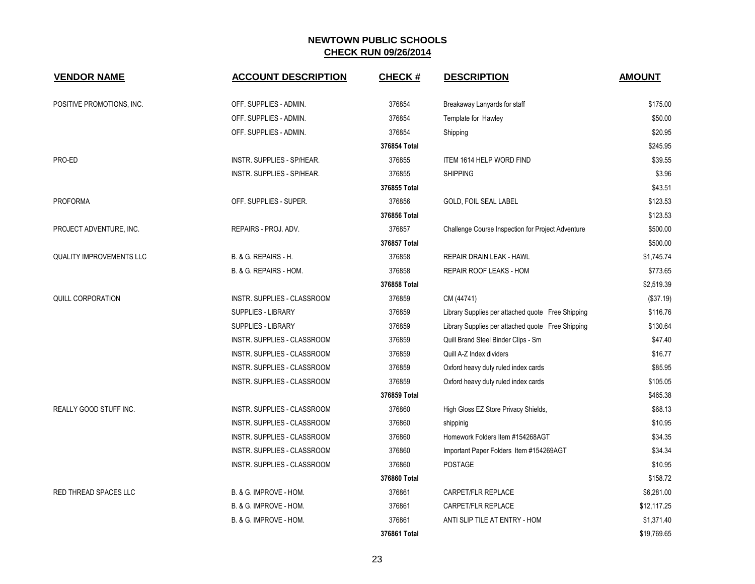# NEWTOWN PUBLIC SCHOOLS

## CHECK RUN 09/26/2014

| VENDOR NAME | ACCOUNT DESCRIPTION | CHECK # | DESCRIPTION | AMOUNT |
|---|---|---|---|---|
| POSITIVE PROMOTIONS, INC. | OFF. SUPPLIES - ADMIN. | 376854 | Breakaway Lanyards for staff | $175.00 |
| | OFF. SUPPLIES - ADMIN. | 376854 | Template for Hawley | $50.00 |
| | OFF. SUPPLIES - ADMIN. | 376854 | Shipping | $20.95 |
| | | **376854 Total** | | $245.95 |
| PRO-ED | INSTR. SUPPLIES - SP/HEAR. | 376855 | ITEM 1614 HELP WORD FIND | $39.55 |
| | INSTR. SUPPLIES - SP/HEAR. | 376855 | SHIPPING | $3.96 |
| | | **376855 Total** | | $43.51 |
| PROFORMA | OFF. SUPPLIES - SUPER. | 376856 | GOLD, FOIL SEAL LABEL | $123.53 |
| | | **376856 Total** | | $123.53 |
| PROJECT ADVENTURE, INC. | REPAIRS - PROJ. ADV. | 376857 | Challenge Course Inspection for Project Adventure | $500.00 |
| | | **376857 Total** | | $500.00 |
| QUALITY IMPROVEMENTS LLC | B. & G. REPAIRS - H. | 376858 | REPAIR DRAIN LEAK - HAWL | $1,745.74 |
| | B. & G. REPAIRS - HOM. | 376858 | REPAIR ROOF LEAKS - HOM | $773.65 |
| | | **376858 Total** | | $2,519.39 |
| QUILL CORPORATION | INSTR. SUPPLIES - CLASSROOM | 376859 | CM (44741) | ($37.19) |
| | SUPPLIES - LIBRARY | 376859 | Library Supplies per attached quote Free Shipping | $116.76 |
| | SUPPLIES - LIBRARY | 376859 | Library Supplies per attached quote Free Shipping | $130.64 |
| | INSTR. SUPPLIES - CLASSROOM | 376859 | Quill Brand Steel Binder Clips - Sm | $47.40 |
| | INSTR. SUPPLIES - CLASSROOM | 376859 | Quill A-Z Index dividers | $16.77 |
| | INSTR. SUPPLIES - CLASSROOM | 376859 | Oxford heavy duty ruled index cards | $85.95 |
| | INSTR. SUPPLIES - CLASSROOM | 376859 | Oxford heavy duty ruled index cards | $105.05 |
| | | **376859 Total** | | $465.38 |
| REALLY GOOD STUFF INC. | INSTR. SUPPLIES - CLASSROOM | 376860 | High Gloss EZ Store Privacy Shields, | $68.13 |
| | INSTR. SUPPLIES - CLASSROOM | 376860 | shippinig | $10.95 |
| | INSTR. SUPPLIES - CLASSROOM | 376860 | Homework Folders Item #154268AGT | $34.35 |
| | INSTR. SUPPLIES - CLASSROOM | 376860 | Important Paper Folders Item #154269AGT | $34.34 |
| | INSTR. SUPPLIES - CLASSROOM | 376860 | POSTAGE | $10.95 |
| | | **376860 Total** | | $158.72 |
| RED THREAD SPACES LLC | B. & G. IMPROVE - HOM. | 376861 | CARPET/FLR REPLACE | $6,281.00 |
| | B. & G. IMPROVE - HOM. | 376861 | CARPET/FLR REPLACE | $12,117.25 |
| | B. & G. IMPROVE - HOM. | 376861 | ANTI SLIP TILE AT ENTRY - HOM | $1,371.40 |
| | | **376861 Total** | | $19,769.65 |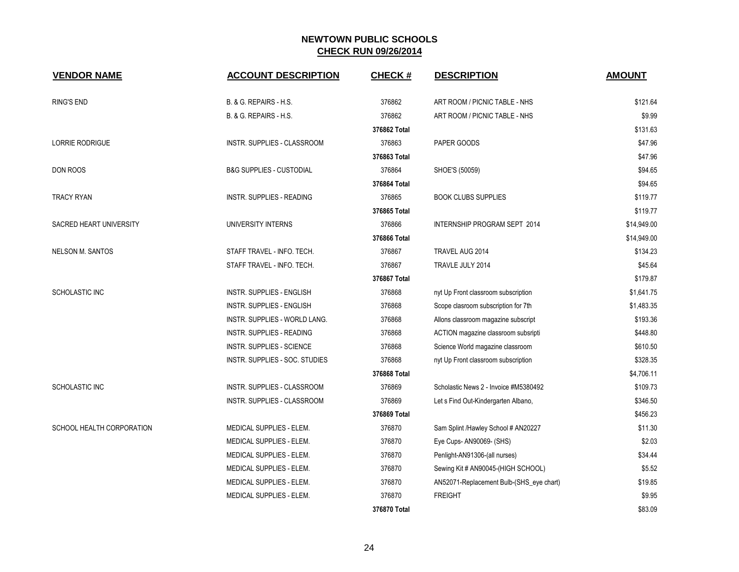# NEWTOWN PUBLIC SCHOOLS

## CHECK RUN 09/26/2014

| VENDOR NAME | ACCOUNT DESCRIPTION | CHECK # | DESCRIPTION | AMOUNT |
|---|---|---|---|---|
| RING'S END | B. & G. REPAIRS - H.S. | 376862 | ART ROOM / PICNIC TABLE - NHS | $121.64 |
| | B. & G. REPAIRS - H.S. | 376862 | ART ROOM / PICNIC TABLE - NHS | $9.99 |
| | | **376862 Total** | | $131.63 |
| LORRIE RODRIGUE | INSTR. SUPPLIES - CLASSROOM | 376863 | PAPER GOODS | $47.96 |
| | | **376863 Total** | | $47.96 |
| DON ROOS | B&G SUPPLIES - CUSTODIAL | 376864 | SHOE'S (50059) | $94.65 |
| | | **376864 Total** | | $94.65 |
| TRACY RYAN | INSTR. SUPPLIES - READING | 376865 | BOOK CLUBS SUPPLIES | $119.77 |
| | | **376865 Total** | | $119.77 |
| SACRED HEART UNIVERSITY | UNIVERSITY INTERNS | 376866 | INTERNSHIP PROGRAM SEPT 2014 | $14,949.00 |
| | | **376866 Total** | | $14,949.00 |
| NELSON M. SANTOS | STAFF TRAVEL - INFO. TECH. | 376867 | TRAVEL AUG 2014 | $134.23 |
| | STAFF TRAVEL - INFO. TECH. | 376867 | TRAVLE JULY 2014 | $45.64 |
| | | **376867 Total** | | $179.87 |
| SCHOLASTIC INC | INSTR. SUPPLIES - ENGLISH | 376868 | nyt Up Front classroom subscription | $1,641.75 |
| | INSTR. SUPPLIES - ENGLISH | 376868 | Scope clasroom subscription for 7th | $1,483.35 |
| | INSTR. SUPPLIES - WORLD LANG. | 376868 | Allons classroom magazine subscript | $193.36 |
| | INSTR. SUPPLIES - READING | 376868 | ACTION magazine classroom subsripti | $448.80 |
| | INSTR. SUPPLIES - SCIENCE | 376868 | Science World magazine classroom | $610.50 |
| | INSTR. SUPPLIES - SOC. STUDIES | 376868 | nyt Up Front classroom subscription | $328.35 |
| | | **376868 Total** | | $4,706.11 |
| SCHOLASTIC INC | INSTR. SUPPLIES - CLASSROOM | 376869 | Scholastic News 2 - Invoice #M5380492 | $109.73 |
| | INSTR. SUPPLIES - CLASSROOM | 376869 | Let s Find Out-Kindergarten Albano, | $346.50 |
| | | **376869 Total** | | $456.23 |
| SCHOOL HEALTH CORPORATION | MEDICAL SUPPLIES - ELEM. | 376870 | Sam Splint /Hawley School # AN20227 | $11.30 |
| | MEDICAL SUPPLIES - ELEM. | 376870 | Eye Cups- AN90069- (SHS) | $2.03 |
| | MEDICAL SUPPLIES - ELEM. | 376870 | Penlight-AN91306-(all nurses) | $34.44 |
| | MEDICAL SUPPLIES - ELEM. | 376870 | Sewing Kit # AN90045-(HIGH SCHOOL) | $5.52 |
| | MEDICAL SUPPLIES - ELEM. | 376870 | AN52071-Replacement Bulb-(SHS_eye chart) | $19.85 |
| | MEDICAL SUPPLIES - ELEM. | 376870 | FREIGHT | $9.95 |
| | | **376870 Total** | | $83.09 |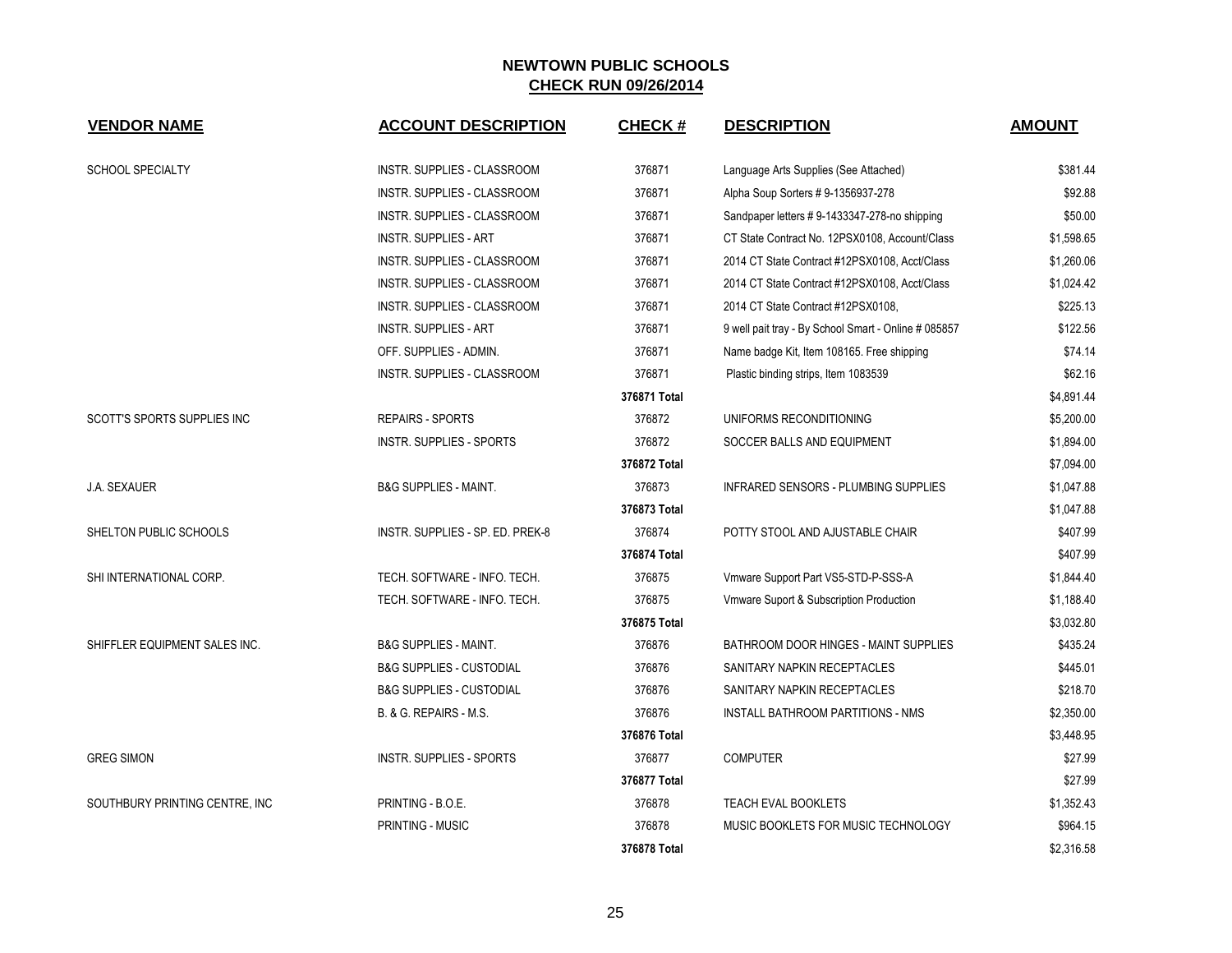# NEWTOWN PUBLIC SCHOOLS

## CHECK RUN 09/26/2014

| VENDOR NAME | ACCOUNT DESCRIPTION | CHECK # | DESCRIPTION | AMOUNT |
|---|---|---|---|---|
| SCHOOL SPECIALTY | INSTR. SUPPLIES - CLASSROOM | 376871 | Language Arts Supplies (See Attached) | $381.44 |
| | INSTR. SUPPLIES - CLASSROOM | 376871 | Alpha Soup Sorters # 9-1356937-278 | $92.88 |
| | INSTR. SUPPLIES - CLASSROOM | 376871 | Sandpaper letters # 9-1433347-278-no shipping | $50.00 |
| | INSTR. SUPPLIES - ART | 376871 | CT State Contract No. 12PSX0108, Account/Class | $1,598.65 |
| | INSTR. SUPPLIES - CLASSROOM | 376871 | 2014 CT State Contract #12PSX0108, Acct/Class | $1,260.06 |
| | INSTR. SUPPLIES - CLASSROOM | 376871 | 2014 CT State Contract #12PSX0108, Acct/Class | $1,024.42 |
| | INSTR. SUPPLIES - CLASSROOM | 376871 | 2014 CT State Contract #12PSX0108, | $225.13 |
| | INSTR. SUPPLIES - ART | 376871 | 9 well pait tray - By School Smart - Online # 085857 | $122.56 |
| | OFF. SUPPLIES - ADMIN. | 376871 | Name badge Kit, Item 108165. Free shipping | $74.14 |
| | INSTR. SUPPLIES - CLASSROOM | 376871 | Plastic binding strips, Item 1083539 | $62.16 |
| | | **376871 Total** | | $4,891.44 |
| SCOTT'S SPORTS SUPPLIES INC | REPAIRS - SPORTS | 376872 | UNIFORMS RECONDITIONING | $5,200.00 |
| | INSTR. SUPPLIES - SPORTS | 376872 | SOCCER BALLS AND EQUIPMENT | $1,894.00 |
| | | **376872 Total** | | $7,094.00 |
| J.A. SEXAUER | B&G SUPPLIES - MAINT. | 376873 | INFRARED SENSORS - PLUMBING SUPPLIES | $1,047.88 |
| | | **376873 Total** | | $1,047.88 |
| SHELTON PUBLIC SCHOOLS | INSTR. SUPPLIES - SP. ED. PREK-8 | 376874 | POTTY STOOL AND AJUSTABLE CHAIR | $407.99 |
| | | **376874 Total** | | $407.99 |
| SHI INTERNATIONAL CORP. | TECH. SOFTWARE - INFO. TECH. | 376875 | Vmware Support Part VS5-STD-P-SSS-A | $1,844.40 |
| | TECH. SOFTWARE - INFO. TECH. | 376875 | Vmware Suport & Subscription Production | $1,188.40 |
| | | **376875 Total** | | $3,032.80 |
| SHIFFLER EQUIPMENT SALES INC. | B&G SUPPLIES - MAINT. | 376876 | BATHROOM DOOR HINGES - MAINT SUPPLIES | $435.24 |
| | B&G SUPPLIES - CUSTODIAL | 376876 | SANITARY NAPKIN RECEPTACLES | $445.01 |
| | B&G SUPPLIES - CUSTODIAL | 376876 | SANITARY NAPKIN RECEPTACLES | $218.70 |
| | B. & G. REPAIRS - M.S. | 376876 | INSTALL BATHROOM PARTITIONS - NMS | $2,350.00 |
| | | **376876 Total** | | $3,448.95 |
| GREG SIMON | INSTR. SUPPLIES - SPORTS | 376877 | COMPUTER | $27.99 |
| | | **376877 Total** | | $27.99 |
| SOUTHBURY PRINTING CENTRE, INC | PRINTING - B.O.E. | 376878 | TEACH EVAL BOOKLETS | $1,352.43 |
| | PRINTING - MUSIC | 376878 | MUSIC BOOKLETS FOR MUSIC TECHNOLOGY | $964.15 |
| | | **376878 Total** | | $2,316.58 |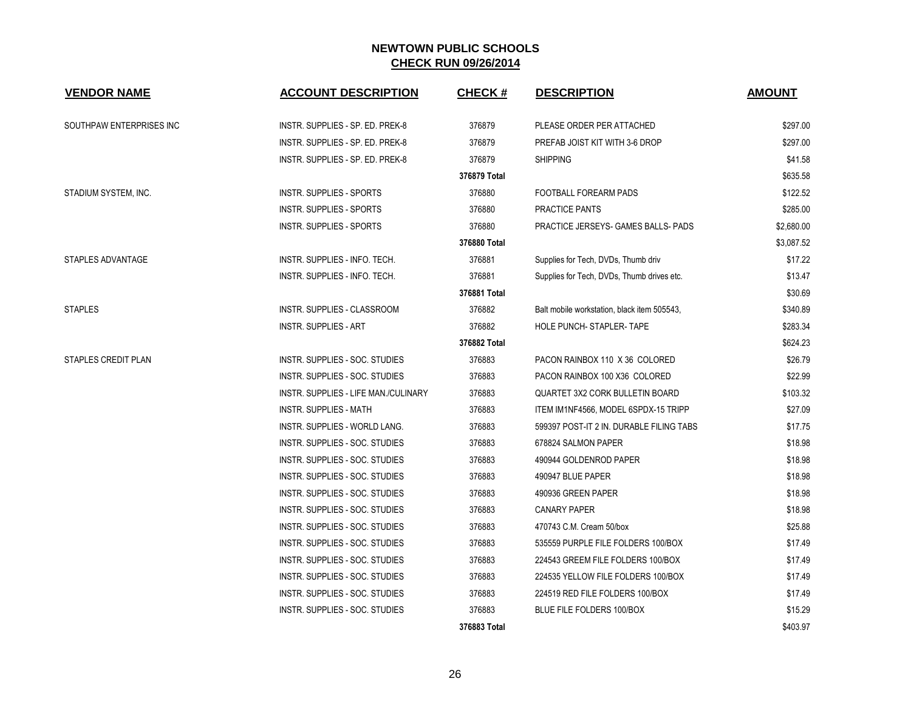# NEWTOWN PUBLIC SCHOOLS

## CHECK RUN 09/26/2014

| VENDOR NAME | ACCOUNT DESCRIPTION | CHECK # | DESCRIPTION | AMOUNT |
|---|---|---|---|---|
| SOUTHPAW ENTERPRISES INC | INSTR. SUPPLIES - SP. ED. PREK-8 | 376879 | PLEASE ORDER PER ATTACHED | $297.00 |
| | INSTR. SUPPLIES - SP. ED. PREK-8 | 376879 | PREFAB JOIST KIT WITH 3-6 DROP | $297.00 |
| | INSTR. SUPPLIES - SP. ED. PREK-8 | 376879 | SHIPPING | $41.58 |
| | | **376879 Total** | | $635.58 |
| STADIUM SYSTEM, INC. | INSTR. SUPPLIES - SPORTS | 376880 | FOOTBALL FOREARM PADS | $122.52 |
| | INSTR. SUPPLIES - SPORTS | 376880 | PRACTICE PANTS | $285.00 |
| | INSTR. SUPPLIES - SPORTS | 376880 | PRACTICE JERSEYS- GAMES BALLS- PADS | $2,680.00 |
| | | **376880 Total** | | $3,087.52 |
| STAPLES ADVANTAGE | INSTR. SUPPLIES - INFO. TECH. | 376881 | Supplies for Tech, DVDs, Thumb driv | $17.22 |
| | INSTR. SUPPLIES - INFO. TECH. | 376881 | Supplies for Tech, DVDs, Thumb drives etc. | $13.47 |
| | | **376881 Total** | | $30.69 |
| STAPLES | INSTR. SUPPLIES - CLASSROOM | 376882 | Balt mobile workstation, black item 505543, | $340.89 |
| | INSTR. SUPPLIES - ART | 376882 | HOLE PUNCH- STAPLER- TAPE | $283.34 |
| | | **376882 Total** | | $624.23 |
| STAPLES CREDIT PLAN | INSTR. SUPPLIES - SOC. STUDIES | 376883 | PACON RAINBOX 110 X 36 COLORED | $26.79 |
| | INSTR. SUPPLIES - SOC. STUDIES | 376883 | PACON RAINBOX 100 X36 COLORED | $22.99 |
| | INSTR. SUPPLIES - LIFE MAN./CULINARY | 376883 | QUARTET 3X2 CORK BULLETIN BOARD | $103.32 |
| | INSTR. SUPPLIES - MATH | 376883 | ITEM IM1NF4566, MODEL 6SPDX-15 TRIPP | $27.09 |
| | INSTR. SUPPLIES - WORLD LANG. | 376883 | 599397 POST-IT 2 IN. DURABLE FILING TABS | $17.75 |
| | INSTR. SUPPLIES - SOC. STUDIES | 376883 | 678824 SALMON PAPER | $18.98 |
| | INSTR. SUPPLIES - SOC. STUDIES | 376883 | 490944 GOLDENROD PAPER | $18.98 |
| | INSTR. SUPPLIES - SOC. STUDIES | 376883 | 490947 BLUE PAPER | $18.98 |
| | INSTR. SUPPLIES - SOC. STUDIES | 376883 | 490936 GREEN PAPER | $18.98 |
| | INSTR. SUPPLIES - SOC. STUDIES | 376883 | CANARY PAPER | $18.98 |
| | INSTR. SUPPLIES - SOC. STUDIES | 376883 | 470743 C.M. Cream 50/box | $25.88 |
| | INSTR. SUPPLIES - SOC. STUDIES | 376883 | 535559 PURPLE FILE FOLDERS 100/BOX | $17.49 |
| | INSTR. SUPPLIES - SOC. STUDIES | 376883 | 224543 GREEM FILE FOLDERS 100/BOX | $17.49 |
| | INSTR. SUPPLIES - SOC. STUDIES | 376883 | 224535 YELLOW FILE FOLDERS 100/BOX | $17.49 |
| | INSTR. SUPPLIES - SOC. STUDIES | 376883 | 224519 RED FILE FOLDERS 100/BOX | $17.49 |
| | INSTR. SUPPLIES - SOC. STUDIES | 376883 | BLUE FILE FOLDERS 100/BOX | $15.29 |
| | | **376883 Total** | | $403.97 |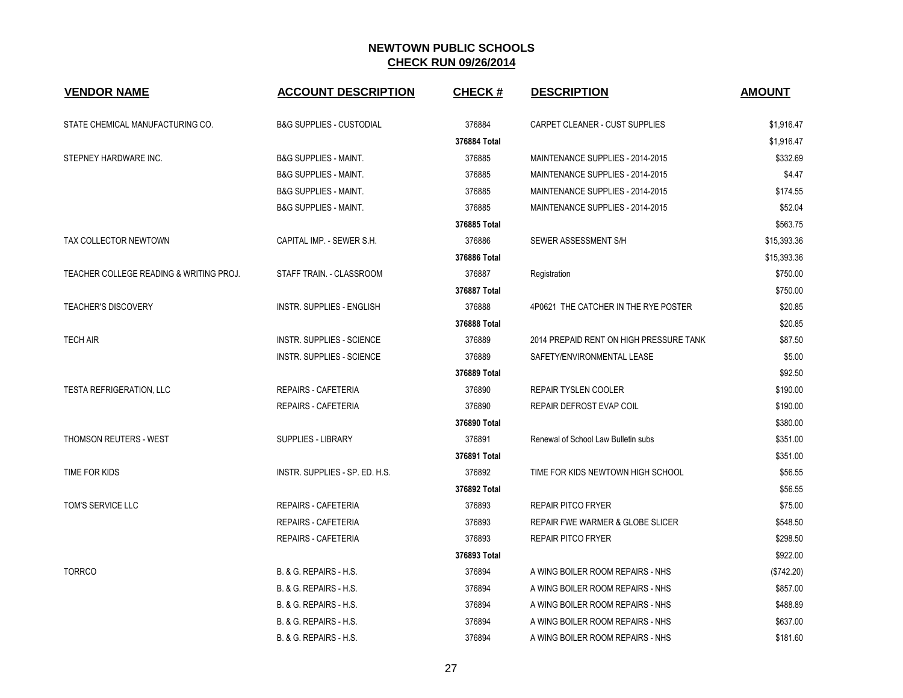# NEWTOWN PUBLIC SCHOOLS

## CHECK RUN 09/26/2014

| VENDOR NAME | ACCOUNT DESCRIPTION | CHECK # | DESCRIPTION | AMOUNT |
|---|---|---|---|---|
| STATE CHEMICAL MANUFACTURING CO. | B&G SUPPLIES - CUSTODIAL | 376884 | CARPET CLEANER - CUST SUPPLIES | $1,916.47 |
| | | 376884 Total | | $1,916.47 |
| STEPNEY HARDWARE INC. | B&G SUPPLIES - MAINT. | 376885 | MAINTENANCE SUPPLIES - 2014-2015 | $332.69 |
| | B&G SUPPLIES - MAINT. | 376885 | MAINTENANCE SUPPLIES - 2014-2015 | $4.47 |
| | B&G SUPPLIES - MAINT. | 376885 | MAINTENANCE SUPPLIES - 2014-2015 | $174.55 |
| | B&G SUPPLIES - MAINT. | 376885 | MAINTENANCE SUPPLIES - 2014-2015 | $52.04 |
| | | 376885 Total | | $563.75 |
| TAX COLLECTOR NEWTOWN | CAPITAL IMP. - SEWER S.H. | 376886 | SEWER ASSESSMENT S/H | $15,393.36 |
| | | 376886 Total | | $15,393.36 |
| TEACHER COLLEGE READING & WRITING PROJ. | STAFF TRAIN. - CLASSROOM | 376887 | Registration | $750.00 |
| | | 376887 Total | | $750.00 |
| TEACHER'S DISCOVERY | INSTR. SUPPLIES - ENGLISH | 376888 | 4P0621 THE CATCHER IN THE RYE POSTER | $20.85 |
| | | 376888 Total | | $20.85 |
| TECH AIR | INSTR. SUPPLIES - SCIENCE | 376889 | 2014 PREPAID RENT ON HIGH PRESSURE TANK | $87.50 |
| | INSTR. SUPPLIES - SCIENCE | 376889 | SAFETY/ENVIRONMENTAL LEASE | $5.00 |
| | | 376889 Total | | $92.50 |
| TESTA REFRIGERATION, LLC | REPAIRS - CAFETERIA | 376890 | REPAIR TYSLEN COOLER | $190.00 |
| | REPAIRS - CAFETERIA | 376890 | REPAIR DEFROST EVAP COIL | $190.00 |
| | | 376890 Total | | $380.00 |
| THOMSON REUTERS - WEST | SUPPLIES - LIBRARY | 376891 | Renewal of School Law Bulletin subs | $351.00 |
| | | 376891 Total | | $351.00 |
| TIME FOR KIDS | INSTR. SUPPLIES - SP. ED. H.S. | 376892 | TIME FOR KIDS NEWTOWN HIGH SCHOOL | $56.55 |
| | | 376892 Total | | $56.55 |
| TOM'S SERVICE LLC | REPAIRS - CAFETERIA | 376893 | REPAIR PITCO FRYER | $75.00 |
| | REPAIRS - CAFETERIA | 376893 | REPAIR FWE WARMER & GLOBE SLICER | $548.50 |
| | REPAIRS - CAFETERIA | 376893 | REPAIR PITCO FRYER | $298.50 |
| | | 376893 Total | | $922.00 |
| TORRCO | B. & G. REPAIRS - H.S. | 376894 | A WING BOILER ROOM REPAIRS - NHS | ($742.20) |
| | B. & G. REPAIRS - H.S. | 376894 | A WING BOILER ROOM REPAIRS - NHS | $857.00 |
| | B. & G. REPAIRS - H.S. | 376894 | A WING BOILER ROOM REPAIRS - NHS | $488.89 |
| | B. & G. REPAIRS - H.S. | 376894 | A WING BOILER ROOM REPAIRS - NHS | $637.00 |
| | B. & G. REPAIRS - H.S. | 376894 | A WING BOILER ROOM REPAIRS - NHS | $181.60 |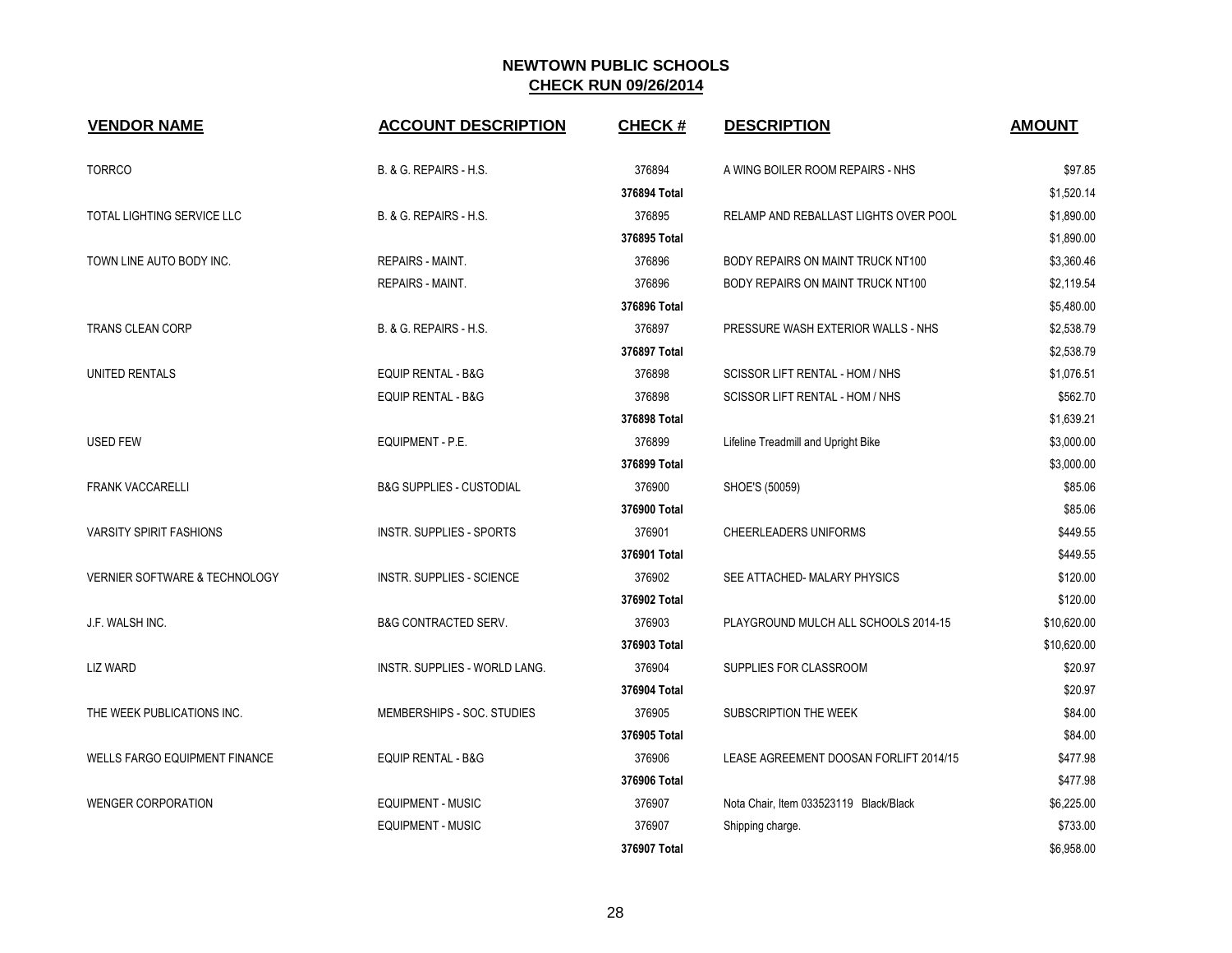## NEWTOWN PUBLIC SCHOOLS
## CHECK RUN 09/26/2014

| VENDOR NAME | ACCOUNT DESCRIPTION | CHECK # | DESCRIPTION | AMOUNT |
|---|---|---|---|---|
| TORRCO | B. & G. REPAIRS - H.S. | 376894 | A WING BOILER ROOM REPAIRS - NHS | $97.85 |
| | | **376894 Total** | | $1,520.14 |
| TOTAL LIGHTING SERVICE LLC | B. & G. REPAIRS - H.S. | 376895 | RELAMP AND REBALLAST LIGHTS OVER POOL | $1,890.00 |
| | | **376895 Total** | | $1,890.00 |
| TOWN LINE AUTO BODY INC. | REPAIRS - MAINT. | 376896 | BODY REPAIRS ON MAINT TRUCK NT100 | $3,360.46 |
| | REPAIRS - MAINT. | 376896 | BODY REPAIRS ON MAINT TRUCK NT100 | $2,119.54 |
| | | **376896 Total** | | $5,480.00 |
| TRANS CLEAN CORP | B. & G. REPAIRS - H.S. | 376897 | PRESSURE WASH EXTERIOR WALLS - NHS | $2,538.79 |
| | | **376897 Total** | | $2,538.79 |
| UNITED RENTALS | EQUIP RENTAL - B&G | 376898 | SCISSOR LIFT RENTAL - HOM / NHS | $1,076.51 |
| | EQUIP RENTAL - B&G | 376898 | SCISSOR LIFT RENTAL - HOM / NHS | $562.70 |
| | | **376898 Total** | | $1,639.21 |
| USED FEW | EQUIPMENT - P.E. | 376899 | Lifeline Treadmill and Upright Bike | $3,000.00 |
| | | **376899 Total** | | $3,000.00 |
| FRANK VACCARELLI | B&G SUPPLIES - CUSTODIAL | 376900 | SHOE'S (50059) | $85.06 |
| | | **376900 Total** | | $85.06 |
| VARSITY SPIRIT FASHIONS | INSTR. SUPPLIES - SPORTS | 376901 | CHEERLEADERS UNIFORMS | $449.55 |
| | | **376901 Total** | | $449.55 |
| VERNIER SOFTWARE & TECHNOLOGY | INSTR. SUPPLIES - SCIENCE | 376902 | SEE ATTACHED- MALARY PHYSICS | $120.00 |
| | | **376902 Total** | | $120.00 |
| J.F. WALSH INC. | B&G CONTRACTED SERV. | 376903 | PLAYGROUND MULCH ALL SCHOOLS 2014-15 | $10,620.00 |
| | | **376903 Total** | | $10,620.00 |
| LIZ WARD | INSTR. SUPPLIES - WORLD LANG. | 376904 | SUPPLIES FOR CLASSROOM | $20.97 |
| | | **376904 Total** | | $20.97 |
| THE WEEK PUBLICATIONS INC. | MEMBERSHIPS - SOC. STUDIES | 376905 | SUBSCRIPTION THE WEEK | $84.00 |
| | | **376905 Total** | | $84.00 |
| WELLS FARGO EQUIPMENT FINANCE | EQUIP RENTAL - B&G | 376906 | LEASE AGREEMENT DOOSAN FORLIFT 2014/15 | $477.98 |
| | | **376906 Total** | | $477.98 |
| WENGER CORPORATION | EQUIPMENT - MUSIC | 376907 | Nota Chair, Item 033523119 Black/Black | $6,225.00 |
| | EQUIPMENT - MUSIC | 376907 | Shipping charge. | $733.00 |
| | | **376907 Total** | | $6,958.00 |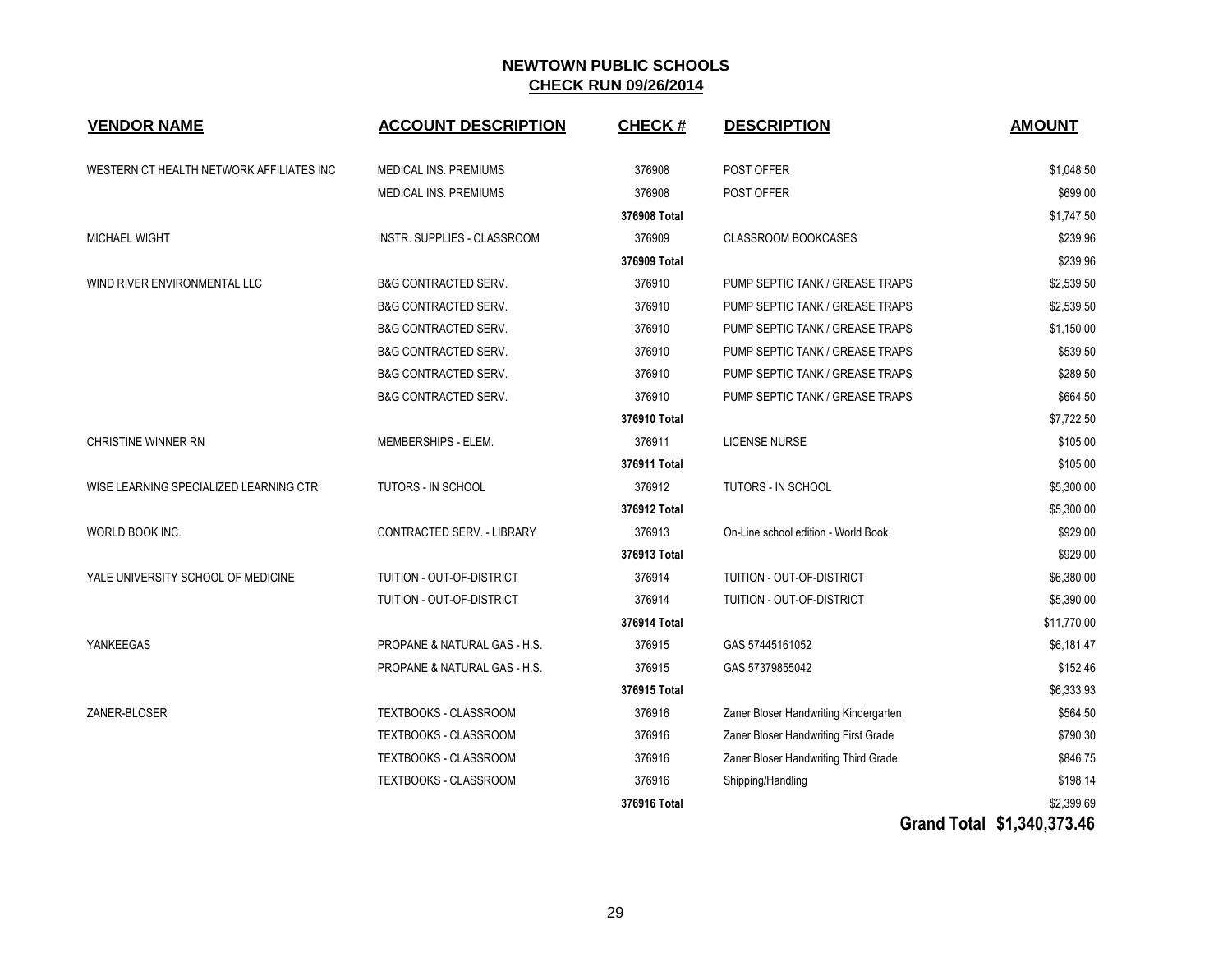## NEWTOWN PUBLIC SCHOOLS
## CHECK RUN 09/26/2014

| VENDOR NAME | ACCOUNT DESCRIPTION | CHECK # | DESCRIPTION | AMOUNT |
|---|---|---|---|---|
| WESTERN CT HEALTH NETWORK AFFILIATES INC | MEDICAL INS. PREMIUMS | 376908 | POST OFFER | $1,048.50 |
| | MEDICAL INS. PREMIUMS | 376908 | POST OFFER | $699.00 |
| | | **376908 Total** | | $1,747.50 |
| MICHAEL WIGHT | INSTR. SUPPLIES - CLASSROOM | 376909 | CLASSROOM BOOKCASES | $239.96 |
| | | **376909 Total** | | $239.96 |
| WIND RIVER ENVIRONMENTAL LLC | B&G CONTRACTED SERV. | 376910 | PUMP SEPTIC TANK / GREASE TRAPS | $2,539.50 |
| | B&G CONTRACTED SERV. | 376910 | PUMP SEPTIC TANK / GREASE TRAPS | $2,539.50 |
| | B&G CONTRACTED SERV. | 376910 | PUMP SEPTIC TANK / GREASE TRAPS | $1,150.00 |
| | B&G CONTRACTED SERV. | 376910 | PUMP SEPTIC TANK / GREASE TRAPS | $539.50 |
| | B&G CONTRACTED SERV. | 376910 | PUMP SEPTIC TANK / GREASE TRAPS | $289.50 |
| | B&G CONTRACTED SERV. | 376910 | PUMP SEPTIC TANK / GREASE TRAPS | $664.50 |
| | | **376910 Total** | | $7,722.50 |
| CHRISTINE WINNER RN | MEMBERSHIPS - ELEM. | 376911 | LICENSE NURSE | $105.00 |
| | | **376911 Total** | | $105.00 |
| WISE LEARNING SPECIALIZED LEARNING CTR | TUTORS - IN SCHOOL | 376912 | TUTORS - IN SCHOOL | $5,300.00 |
| | | **376912 Total** | | $5,300.00 |
| WORLD BOOK INC. | CONTRACTED SERV. - LIBRARY | 376913 | On-Line school edition - World Book | $929.00 |
| | | **376913 Total** | | $929.00 |
| YALE UNIVERSITY SCHOOL OF MEDICINE | TUITION - OUT-OF-DISTRICT | 376914 | TUITION - OUT-OF-DISTRICT | $6,380.00 |
| | TUITION - OUT-OF-DISTRICT | 376914 | TUITION - OUT-OF-DISTRICT | $5,390.00 |
| | | **376914 Total** | | $11,770.00 |
| YANKEEGAS | PROPANE & NATURAL GAS - H.S. | 376915 | GAS 57445161052 | $6,181.47 |
| | PROPANE & NATURAL GAS - H.S. | 376915 | GAS 57379855042 | $152.46 |
| | | **376915 Total** | | $6,333.93 |
| ZANER-BLOSER | TEXTBOOKS - CLASSROOM | 376916 | Zaner Bloser Handwriting Kindergarten | $564.50 |
| | TEXTBOOKS - CLASSROOM | 376916 | Zaner Bloser Handwriting First Grade | $790.30 |
| | TEXTBOOKS - CLASSROOM | 376916 | Zaner Bloser Handwriting Third Grade | $846.75 |
| | TEXTBOOKS - CLASSROOM | 376916 | Shipping/Handling | $198.14 |
| | | **376916 Total** | | $2,399.69 |
| | | | **Grand Total** | **$1,340,373.46** |